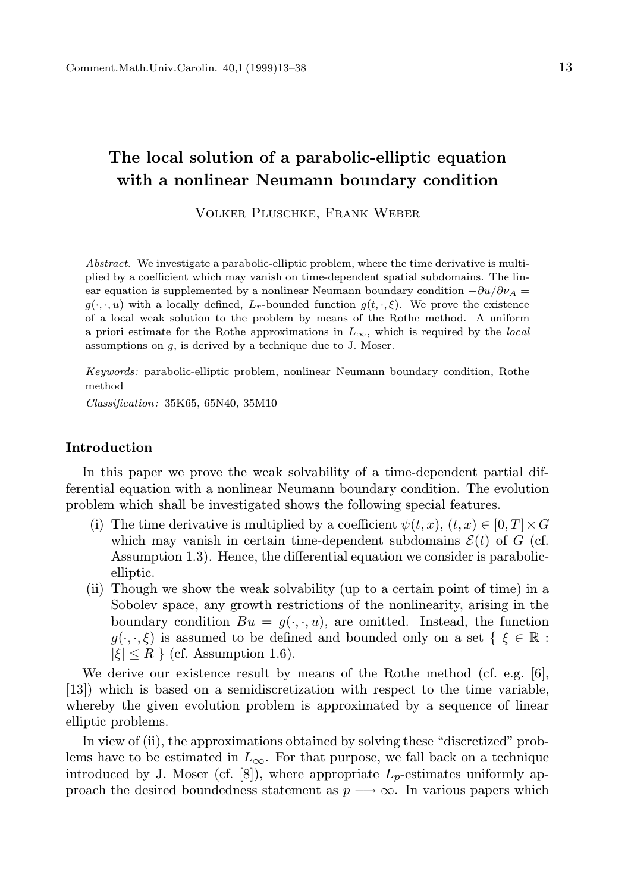# The local solution of a parabolic-elliptic equation with a nonlinear Neumann boundary condition

Volker Pluschke, Frank Weber

*Abstract.* We investigate a parabolic-elliptic problem, where the time derivative is multiplied by a coefficient which may vanish on time-dependent spatial subdomains. The linear equation is supplemented by a nonlinear Neumann boundary condition $-\partial u/\partial\nu_A = g(\cdot,\cdot,u)$ with a locally defined, $L_r$-bounded function $g(t,\cdot,\xi)$. We prove the existence of a local weak solution to the problem by means of the Rothe method. A uniform a priori estimate for the Rothe approximations in $L_\infty$, which is required by the *local* assumptions on $g$, is derived by a technique due to J. Moser.

*Keywords:* parabolic-elliptic problem, nonlinear Neumann boundary condition, Rothe method

*Classification:* 35K65, 65N40, 35M10

## Introduction

In this paper we prove the weak solvability of a time-dependent partial differential equation with a nonlinear Neumann boundary condition. The evolution problem which shall be investigated shows the following special features.

(i) The time derivative is multiplied by a coefficient $\psi(t,x)$, $(t,x) \in [0,T] \times G$ which may vanish in certain time-dependent subdomains $\mathcal{E}(t)$ of $G$ (cf. Assumption 1.3). Hence, the differential equation we consider is parabolic-elliptic.

(ii) Though we show the weak solvability (up to a certain point of time) in a Sobolev space, any growth restrictions of the nonlinearity, arising in the boundary condition $Bu = g(\cdot,\cdot,u)$, are omitted. Instead, the function $g(\cdot,\cdot,\xi)$ is assumed to be defined and bounded only on a set $\{\ \xi \in \mathbb{R} : |\xi| \leq R\ \}$ (cf. Assumption 1.6).

We derive our existence result by means of the Rothe method (cf. e.g. [6], [13]) which is based on a semidiscretization with respect to the time variable, whereby the given evolution problem is approximated by a sequence of linear elliptic problems.

In view of (ii), the approximations obtained by solving these "discretized" problems have to be estimated in $L_\infty$. For that purpose, we fall back on a technique introduced by J. Moser (cf. [8]), where appropriate $L_p$-estimates uniformly approach the desired boundedness statement as $p \longrightarrow \infty$. In various papers which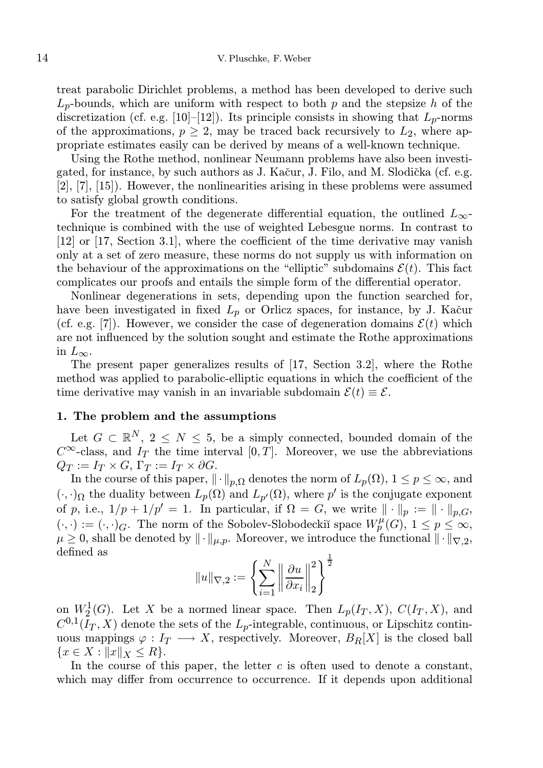treat parabolic Dirichlet problems, a method has been developed to derive such $L_p$-bounds, which are uniform with respect to both $p$ and the stepsize $h$ of the discretization (cf. e.g. [10]–[12]). Its principle consists in showing that $L_p$-norms of the approximations, $p \geq 2$, may be traced back recursively to $L_2$, where appropriate estimates easily can be derived by means of a well-known technique.

Using the Rothe method, nonlinear Neumann problems have also been investigated, for instance, by such authors as J. Kačur, J. Filo, and M. Slodička (cf. e.g. [2], [7], [15]). However, the nonlinearities arising in these problems were assumed to satisfy global growth conditions.

For the treatment of the degenerate differential equation, the outlined $L_\infty$-technique is combined with the use of weighted Lebesgue norms. In contrast to [12] or [17, Section 3.1], where the coefficient of the time derivative may vanish only at a set of zero measure, these norms do not supply us with information on the behaviour of the approximations on the "elliptic" subdomains $\mathcal{E}(t)$. This fact complicates our proofs and entails the simple form of the differential operator.

Nonlinear degenerations in sets, depending upon the function searched for, have been investigated in fixed $L_p$ or Orlicz spaces, for instance, by J. Kačur (cf. e.g. [7]). However, we consider the case of degeneration domains $\mathcal{E}(t)$ which are not influenced by the solution sought and estimate the Rothe approximations in $L_\infty$.

The present paper generalizes results of [17, Section 3.2], where the Rothe method was applied to parabolic-elliptic equations in which the coefficient of the time derivative may vanish in an invariable subdomain $\mathcal{E}(t) \equiv \mathcal{E}$.

## 1. The problem and the assumptions

Let $G \subset \mathbb{R}^N$, $2 \leq N \leq 5$, be a simply connected, bounded domain of the $C^\infty$-class, and $I_T$ the time interval $[0, T]$. Moreover, we use the abbreviations $Q_T := I_T \times G$, $\Gamma_T := I_T \times \partial G$.

In the course of this paper, $\|\cdot\|_{p,\Omega}$ denotes the norm of $L_p(\Omega)$, $1 \leq p \leq \infty$, and $(\cdot,\cdot)_\Omega$ the duality between $L_p(\Omega)$ and $L_{p'}(\Omega)$, where $p'$ is the conjugate exponent of $p$, i.e., $1/p + 1/p' = 1$. In particular, if $\Omega = G$, we write $\|\cdot\|_p := \|\cdot\|_{p,G}$, $(\cdot,\cdot) := (\cdot,\cdot)_G$. The norm of the Sobolev-Slobodeckiĭ space $W_p^\mu(G)$, $1 \leq p \leq \infty$, $\mu \geq 0$, shall be denoted by $\|\cdot\|_{\mu,p}$. Moreover, we introduce the functional $\|\cdot\|_{\nabla,2}$, defined as

$$\|u\|_{\nabla,2} := \left\{ \sum_{i=1}^{N} \left\| \frac{\partial u}{\partial x_i} \right\|_2^2 \right\}^{\frac{1}{2}}$$

on $W_2^1(G)$. Let $X$ be a normed linear space. Then $L_p(I_T, X)$, $C(I_T, X)$, and $C^{0,1}(I_T, X)$ denote the sets of the $L_p$-integrable, continuous, or Lipschitz continuous mappings $\varphi : I_T \longrightarrow X$, respectively. Moreover, $B_R[X]$ is the closed ball $\{x \in X : \|x\|_X \leq R\}$.

In the course of this paper, the letter $c$ is often used to denote a constant, which may differ from occurrence to occurrence. If it depends upon additional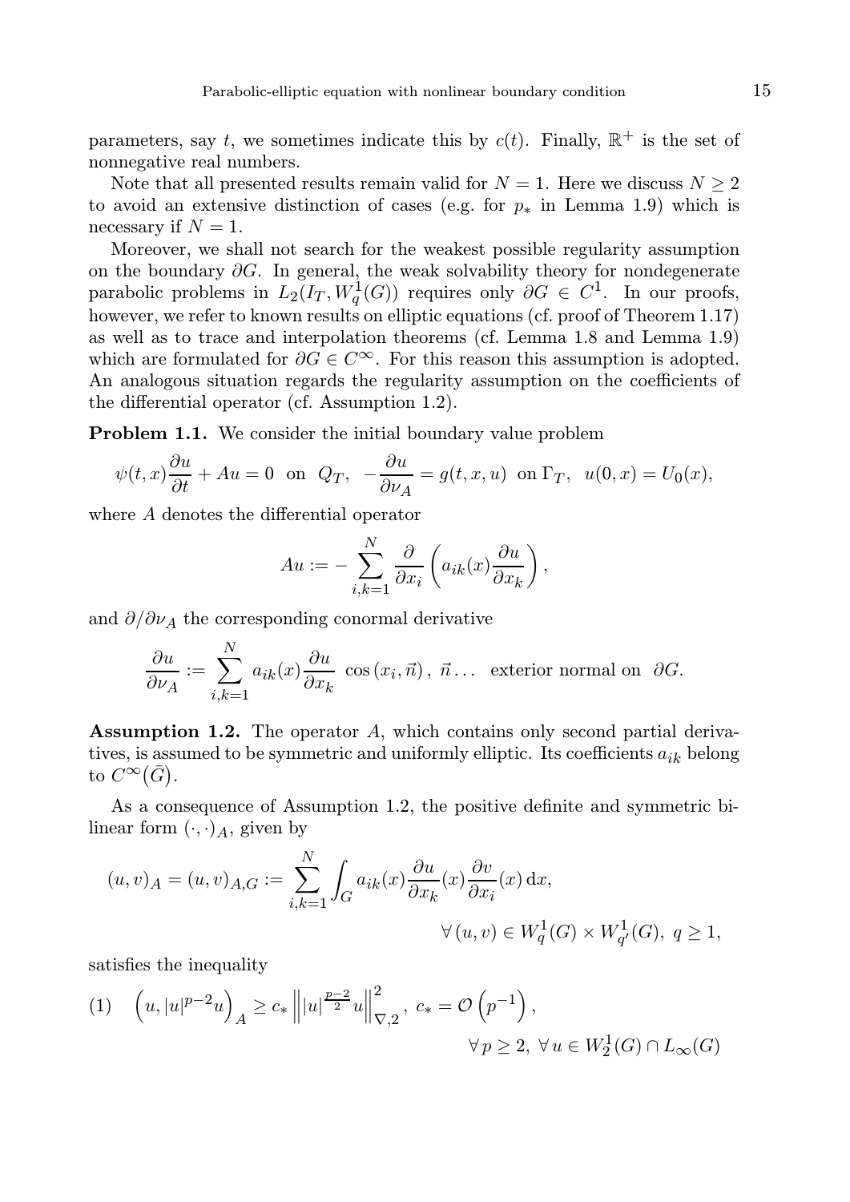parameters, say $t$, we sometimes indicate this by $c(t)$. Finally, $\mathbb{R}^+$ is the set of nonnegative real numbers.

Note that all presented results remain valid for $N = 1$. Here we discuss $N \geq 2$ to avoid an extensive distinction of cases (e.g. for $p_*$ in Lemma 1.9) which is necessary if $N = 1$.

Moreover, we shall not search for the weakest possible regularity assumption on the boundary $\partial G$. In general, the weak solvability theory for nondegenerate parabolic problems in $L_2(I_T, W_q^1(G))$ requires only $\partial G \in C^1$. In our proofs, however, we refer to known results on elliptic equations (cf. proof of Theorem 1.17) as well as to trace and interpolation theorems (cf. Lemma 1.8 and Lemma 1.9) which are formulated for $\partial G \in C^\infty$. For this reason this assumption is adopted. An analogous situation regards the regularity assumption on the coefficients of the differential operator (cf. Assumption 1.2).

**Problem 1.1.** We consider the initial boundary value problem

$$\psi(t,x)\frac{\partial u}{\partial t} + Au = 0 \ \text{ on } \ Q_T, \quad -\frac{\partial u}{\partial \nu_A} = g(t,x,u) \ \text{ on } \Gamma_T, \quad u(0,x) = U_0(x),$$

where $A$ denotes the differential operator

$$Au := -\sum_{i,k=1}^{N} \frac{\partial}{\partial x_i}\left(a_{ik}(x)\frac{\partial u}{\partial x_k}\right),$$

and $\partial/\partial\nu_A$ the corresponding conormal derivative

$$\frac{\partial u}{\partial \nu_A} := \sum_{i,k=1}^{N} a_{ik}(x)\frac{\partial u}{\partial x_k} \ \cos(x_i, \vec{n}), \ \vec{n} \ldots \ \text{ exterior normal on } \ \partial G.$$

**Assumption 1.2.** The operator $A$, which contains only second partial derivatives, is assumed to be symmetric and uniformly elliptic. Its coefficients $a_{ik}$ belong to $C^\infty(\bar{G})$.

As a consequence of Assumption 1.2, the positive definite and symmetric bilinear form $(\cdot,\cdot)_A$, given by

$$(u,v)_A = (u,v)_{A,G} := \sum_{i,k=1}^{N} \int_G a_{ik}(x)\frac{\partial u}{\partial x_k}(x)\frac{\partial v}{\partial x_i}(x)\,\mathrm{d}x, \qquad \forall\,(u,v) \in W_q^1(G) \times W_{q'}^1(G), \ q \geq 1,$$

satisfies the inequality

$$(1) \quad \left(u, |u|^{p-2}u\right)_A \geq c_* \left\| |u|^{\frac{p-2}{2}} u \right\|_{\nabla,2}^2, \ c_* = \mathcal{O}\left(p^{-1}\right), \qquad \forall\, p \geq 2, \ \forall\, u \in W_2^1(G) \cap L_\infty(G)$$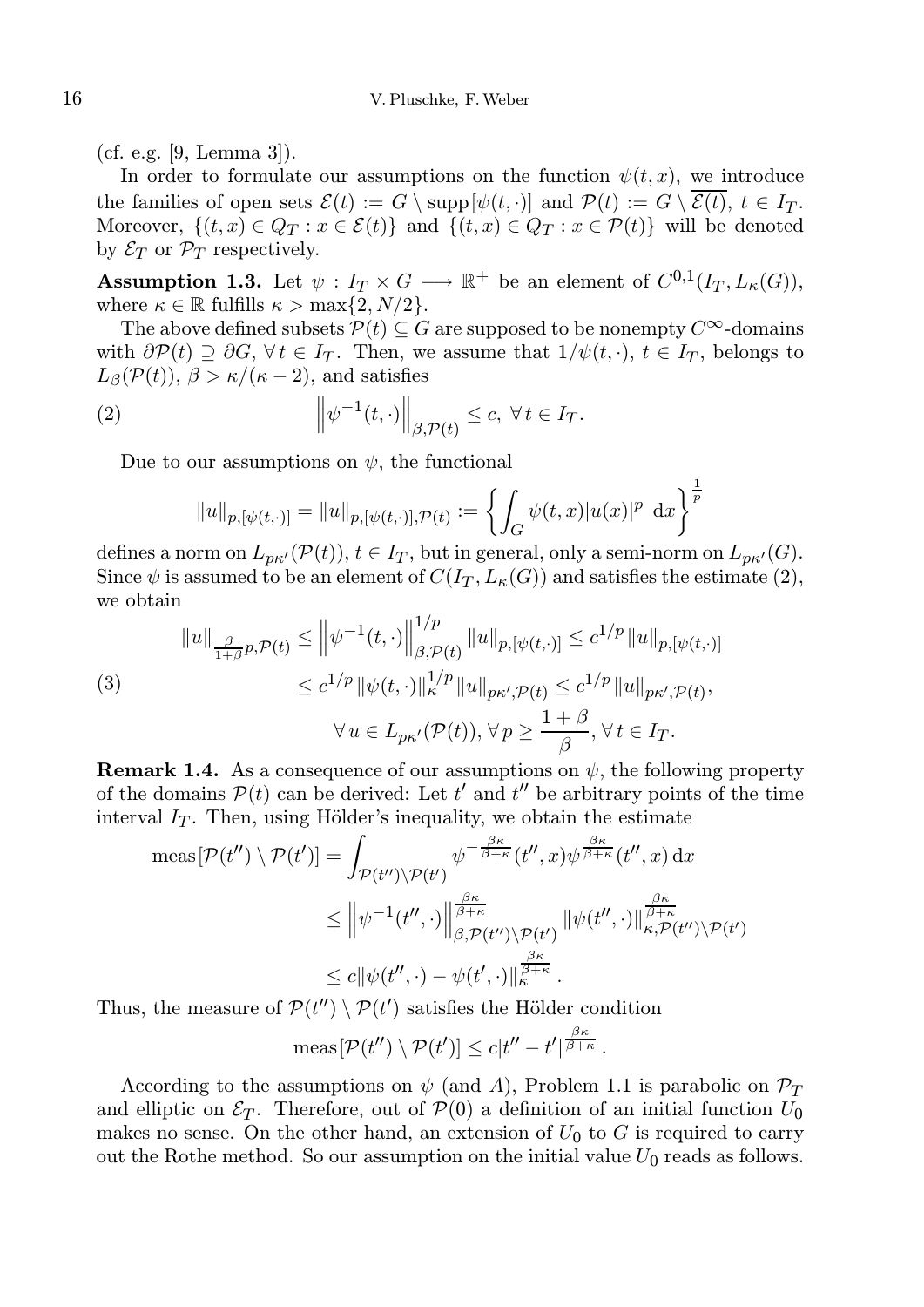(cf. e.g. [9, Lemma 3]).

In order to formulate our assumptions on the function $\psi(t,x)$, we introduce the families of open sets $\mathcal{E}(t) := G \setminus \operatorname{supp}[\psi(t,\cdot)]$ and $\mathcal{P}(t) := G \setminus \overline{\mathcal{E}(t)}$, $t \in I_T$. Moreover, $\{(t,x) \in Q_T : x \in \mathcal{E}(t)\}$ and $\{(t,x) \in Q_T : x \in \mathcal{P}(t)\}$ will be denoted by $\mathcal{E}_T$ or $\mathcal{P}_T$ respectively.

**Assumption 1.3.** Let $\psi : I_T \times G \longrightarrow \mathbb{R}^+$ be an element of $C^{0,1}(I_T, L_\kappa(G))$, where $\kappa \in \mathbb{R}$ fulfills $\kappa > \max\{2, N/2\}$.

The above defined subsets $\mathcal{P}(t) \subseteq G$ are supposed to be nonempty $C^\infty$-domains with $\partial\mathcal{P}(t) \supseteq \partial G$, $\forall\, t \in I_T$. Then, we assume that $1/\psi(t,\cdot)$, $t \in I_T$, belongs to $L_\beta(\mathcal{P}(t))$, $\beta > \kappa/(\kappa-2)$, and satisfies

$$\left\|\psi^{-1}(t,\cdot)\right\|_{\beta,\mathcal{P}(t)} \le c,\ \forall\, t \in I_T. \tag{2}$$

Due to our assumptions on $\psi$, the functional

$$\|u\|_{p,[\psi(t,\cdot)]} = \|u\|_{p,[\psi(t,\cdot)],\mathcal{P}(t)} := \left\{\int_G \psi(t,x)|u(x)|^p \,\mathrm{d}x\right\}^{\frac{1}{p}}$$

defines a norm on $L_{p\kappa'}(\mathcal{P}(t))$, $t \in I_T$, but in general, only a semi-norm on $L_{p\kappa'}(G)$. Since $\psi$ is assumed to be an element of $C(I_T, L_\kappa(G))$ and satisfies the estimate (2), we obtain

$$\begin{aligned}
\|u\|_{\frac{\beta}{1+\beta}p,\mathcal{P}(t)} &\le \left\|\psi^{-1}(t,\cdot)\right\|_{\beta,\mathcal{P}(t)}^{1/p} \|u\|_{p,[\psi(t,\cdot)]} \le c^{1/p}\|u\|_{p,[\psi(t,\cdot)]} \\
&\le c^{1/p}\|\psi(t,\cdot)\|_\kappa^{1/p}\|u\|_{p\kappa',\mathcal{P}(t)} \le c^{1/p}\|u\|_{p\kappa',\mathcal{P}(t)}, \\
&\qquad \forall\, u \in L_{p\kappa'}(\mathcal{P}(t)),\ \forall\, p \ge \frac{1+\beta}{\beta},\ \forall\, t \in I_T.
\end{aligned} \tag{3}$$

**Remark 1.4.** As a consequence of our assumptions on $\psi$, the following property of the domains $\mathcal{P}(t)$ can be derived: Let $t'$ and $t''$ be arbitrary points of the time interval $I_T$. Then, using Hölder's inequality, we obtain the estimate

$$\begin{aligned}
\operatorname{meas}[\mathcal{P}(t'') \setminus \mathcal{P}(t')] &= \int_{\mathcal{P}(t'')\setminus\mathcal{P}(t')} \psi^{-\frac{\beta\kappa}{\beta+\kappa}}(t'',x)\psi^{\frac{\beta\kappa}{\beta+\kappa}}(t'',x)\,\mathrm{d}x \\
&\le \left\|\psi^{-1}(t'',\cdot)\right\|_{\beta,\mathcal{P}(t'')\setminus\mathcal{P}(t')}^{\frac{\beta\kappa}{\beta+\kappa}} \|\psi(t'',\cdot)\|_{\kappa,\mathcal{P}(t'')\setminus\mathcal{P}(t')}^{\frac{\beta\kappa}{\beta+\kappa}} \\
&\le c\|\psi(t'',\cdot) - \psi(t',\cdot)\|_\kappa^{\frac{\beta\kappa}{\beta+\kappa}}.
\end{aligned}$$

Thus, the measure of $\mathcal{P}(t'') \setminus \mathcal{P}(t')$ satisfies the Hölder condition

$$\operatorname{meas}[\mathcal{P}(t'') \setminus \mathcal{P}(t')] \le c|t'' - t'|^{\frac{\beta\kappa}{\beta+\kappa}}.$$

According to the assumptions on $\psi$ (and $A$), Problem 1.1 is parabolic on $\mathcal{P}_T$ and elliptic on $\mathcal{E}_T$. Therefore, out of $\mathcal{P}(0)$ a definition of an initial function $U_0$ makes no sense. On the other hand, an extension of $U_0$ to $G$ is required to carry out the Rothe method. So our assumption on the initial value $U_0$ reads as follows.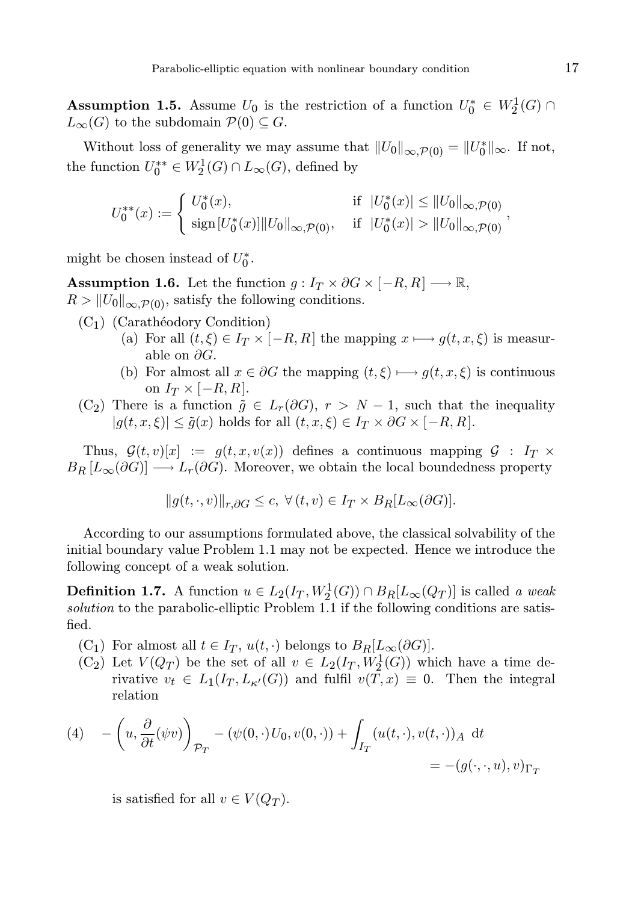**Assumption 1.5.** Assume $U_0$ is the restriction of a function $U_0^* \in W_2^1(G) \cap L_\infty(G)$ to the subdomain $\mathcal{P}(0) \subseteq G$.

Without loss of generality we may assume that $\|U_0\|_{\infty,\mathcal{P}(0)} = \|U_0^*\|_\infty$. If not, the function $U_0^{**} \in W_2^1(G) \cap L_\infty(G)$, defined by

$$U_0^{**}(x) := \begin{cases} U_0^*(x), & \text{if } \ |U_0^*(x)| \leq \|U_0\|_{\infty,\mathcal{P}(0)} \\ \operatorname{sign}[U_0^*(x)]\|U_0\|_{\infty,\mathcal{P}(0)}, & \text{if } \ |U_0^*(x)| > \|U_0\|_{\infty,\mathcal{P}(0)} \end{cases},$$

might be chosen instead of $U_0^*$.

**Assumption 1.6.** Let the function $g : I_T \times \partial G \times [-R, R] \longrightarrow \mathbb{R}$, $R > \|U_0\|_{\infty,\mathcal{P}(0)}$, satisfy the following conditions.

- ($C_1$) (Carathéodory Condition)
  - (a) For all $(t, \xi) \in I_T \times [-R, R]$ the mapping $x \longmapsto g(t, x, \xi)$ is measurable on $\partial G$.
  - (b) For almost all $x \in \partial G$ the mapping $(t, \xi) \longmapsto g(t, x, \xi)$ is continuous on $I_T \times [-R, R]$.
- ($C_2$) There is a function $\tilde{g} \in L_r(\partial G)$, $r > N - 1$, such that the inequality $|g(t, x, \xi)| \leq \tilde{g}(x)$ holds for all $(t, x, \xi) \in I_T \times \partial G \times [-R, R]$.

Thus, $\mathcal{G}(t, v)[x] := g(t, x, v(x))$ defines a continuous mapping $\mathcal{G} : I_T \times B_R\,[L_\infty(\partial G)] \longrightarrow L_r(\partial G)$. Moreover, we obtain the local boundedness property

$$\|g(t, \cdot, v)\|_{r,\partial G} \leq c, \ \forall\, (t, v) \in I_T \times B_R[L_\infty(\partial G)].$$

According to our assumptions formulated above, the classical solvability of the initial boundary value Problem 1.1 may not be expected. Hence we introduce the following concept of a weak solution.

**Definition 1.7.** A function $u \in L_2(I_T, W_2^1(G)) \cap B_R[L_\infty(Q_T)]$ is called *a weak solution* to the parabolic-elliptic Problem 1.1 if the following conditions are satisfied.

- ($C_1$) For almost all $t \in I_T$, $u(t, \cdot)$ belongs to $B_R[L_\infty(\partial G)]$.
- ($C_2$) Let $V(Q_T)$ be the set of all $v \in L_2(I_T, W_2^1(G))$ which have a time derivative $v_t \in L_1(I_T, L_{\kappa'}(G))$ and fulfil $v(T, x) \equiv 0$. Then the integral relation

$$(4) \quad -\left(u, \frac{\partial}{\partial t}(\psi v)\right)_{\mathcal{P}_T} - (\psi(0, \cdot)U_0, v(0, \cdot)) + \int_{I_T} (u(t, \cdot), v(t, \cdot))_A \ \mathrm{d}t = -(g(\cdot, \cdot, u), v)_{\Gamma_T}$$

is satisfied for all $v \in V(Q_T)$.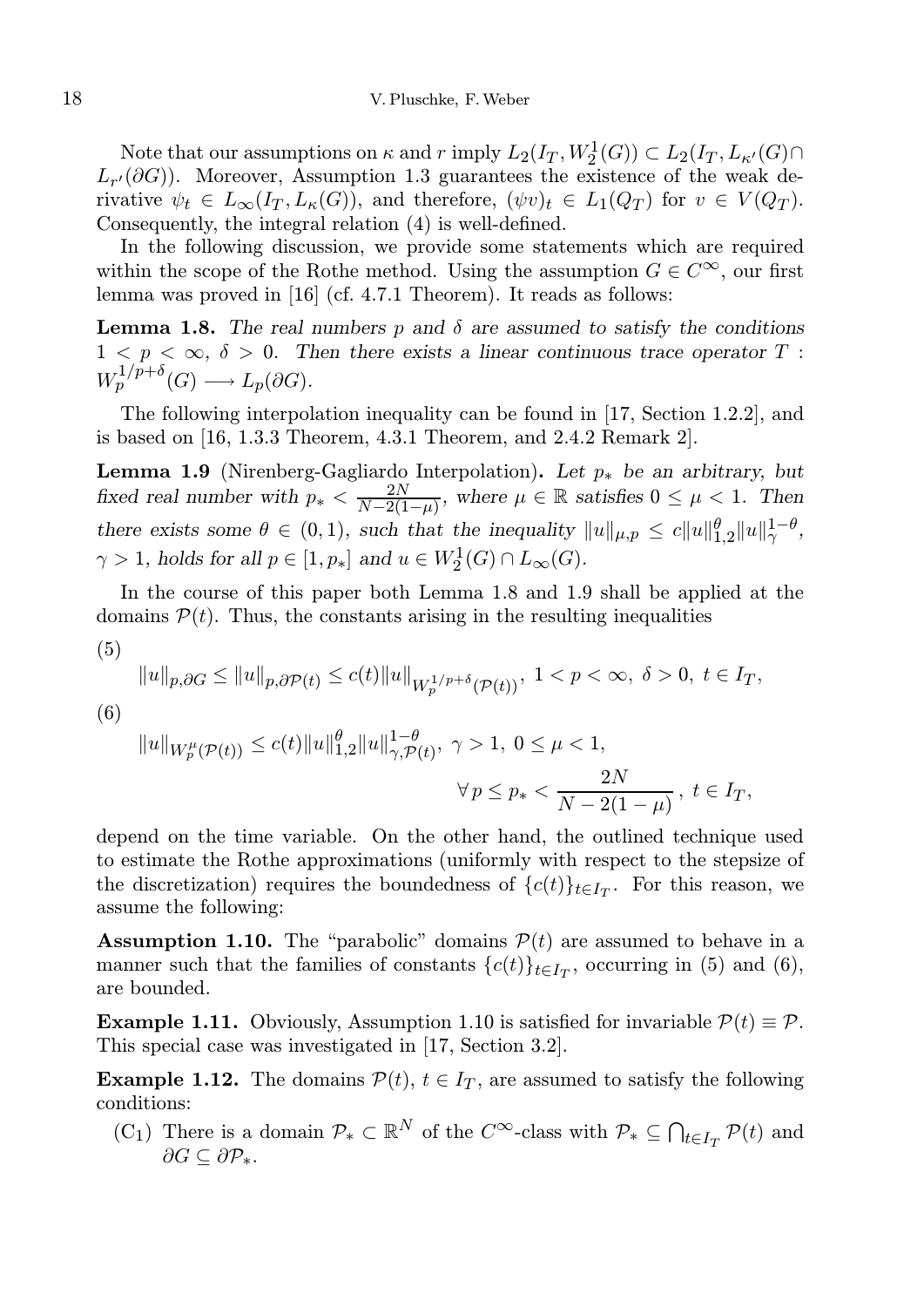Note that our assumptions on $\kappa$ and $r$ imply $L_2(I_T, W_2^1(G)) \subset L_2(I_T, L_{\kappa'}(G) \cap L_{r'}(\partial G))$. Moreover, Assumption 1.3 guarantees the existence of the weak derivative $\psi_t \in L_\infty(I_T, L_\kappa(G))$, and therefore, $(\psi v)_t \in L_1(Q_T)$ for $v \in V(Q_T)$. Consequently, the integral relation (4) is well-defined.

In the following discussion, we provide some statements which are required within the scope of the Rothe method. Using the assumption $G \in C^\infty$, our first lemma was proved in [16] (cf. 4.7.1 Theorem). It reads as follows:

**Lemma 1.8.** *The real numbers $p$ and $\delta$ are assumed to satisfy the conditions $1 < p < \infty$, $\delta > 0$. Then there exists a linear continuous trace operator $T$ : $W_p^{1/p+\delta}(G) \longrightarrow L_p(\partial G)$.*

The following interpolation inequality can be found in [17, Section 1.2.2], and is based on [16, 1.3.3 Theorem, 4.3.1 Theorem, and 2.4.2 Remark 2].

**Lemma 1.9** (Nirenberg-Gagliardo Interpolation)**.** *Let $p_*$ be an arbitrary, but fixed real number with $p_* < \frac{2N}{N-2(1-\mu)}$, where $\mu \in \mathbb{R}$ satisfies $0 \le \mu < 1$. Then there exists some $\theta \in (0,1)$, such that the inequality $\|u\|_{\mu,p} \le c\|u\|_{1,2}^{\theta}\|u\|_{\gamma}^{1-\theta}$, $\gamma > 1$, holds for all $p \in [1, p_*]$ and $u \in W_2^1(G) \cap L_\infty(G)$.*

In the course of this paper both Lemma 1.8 and 1.9 shall be applied at the domains $\mathcal{P}(t)$. Thus, the constants arising in the resulting inequalities

(5)
$$\|u\|_{p,\partial G} \le \|u\|_{p,\partial\mathcal{P}(t)} \le c(t)\|u\|_{W_p^{1/p+\delta}(\mathcal{P}(t))},\ 1 < p < \infty,\ \delta > 0,\ t \in I_T,$$

(6)
$$\|u\|_{W_p^\mu(\mathcal{P}(t))} \le c(t)\|u\|_{1,2}^{\theta}\|u\|_{\gamma,\mathcal{P}(t)}^{1-\theta},\ \gamma > 1,\ 0 \le \mu < 1,$$
$$\forall\, p \le p_* < \frac{2N}{N-2(1-\mu)}\,,\ t \in I_T,$$

depend on the time variable. On the other hand, the outlined technique used to estimate the Rothe approximations (uniformly with respect to the stepsize of the discretization) requires the boundedness of $\{c(t)\}_{t\in I_T}$. For this reason, we assume the following:

**Assumption 1.10.** The "parabolic" domains $\mathcal{P}(t)$ are assumed to behave in a manner such that the families of constants $\{c(t)\}_{t\in I_T}$, occurring in (5) and (6), are bounded.

**Example 1.11.** Obviously, Assumption 1.10 is satisfied for invariable $\mathcal{P}(t) \equiv \mathcal{P}$. This special case was investigated in [17, Section 3.2].

**Example 1.12.** The domains $\mathcal{P}(t)$, $t \in I_T$, are assumed to satisfy the following conditions:

- ($C_1$) There is a domain $\mathcal{P}_* \subset \mathbb{R}^N$ of the $C^\infty$-class with $\mathcal{P}_* \subseteq \bigcap_{t\in I_T}\mathcal{P}(t)$ and $\partial G \subseteq \partial\mathcal{P}_*$.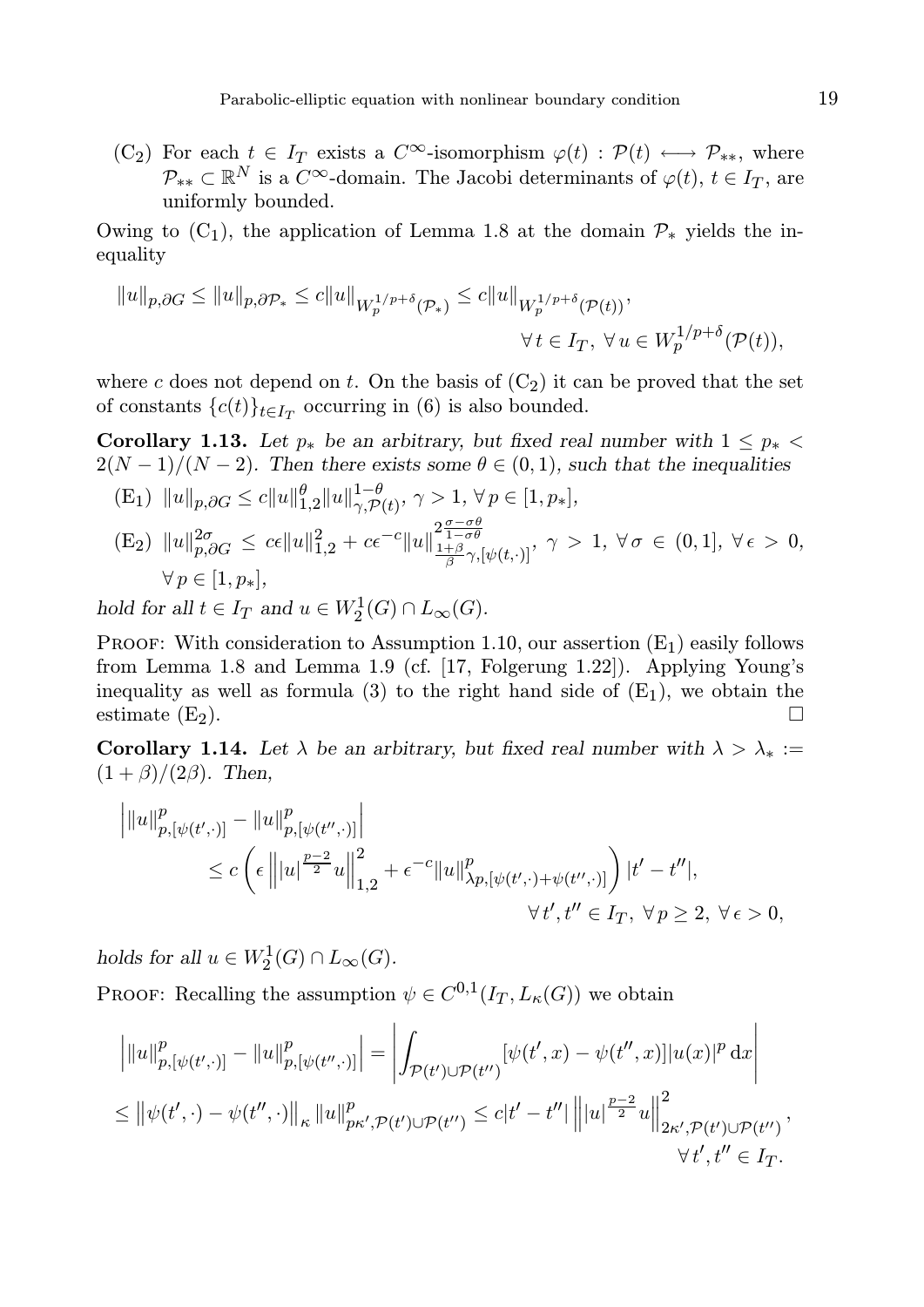(C$_2$) For each $t \in I_T$ exists a $C^\infty$-isomorphism $\varphi(t) : \mathcal{P}(t) \longleftrightarrow \mathcal{P}_{**}$, where $\mathcal{P}_{**} \subset \mathbb{R}^N$ is a $C^\infty$-domain. The Jacobi determinants of $\varphi(t)$, $t \in I_T$, are uniformly bounded.

Owing to (C$_1$), the application of Lemma 1.8 at the domain $\mathcal{P}_*$ yields the inequality

$$\|u\|_{p,\partial G} \le \|u\|_{p,\partial\mathcal{P}_*} \le c\|u\|_{W_p^{1/p+\delta}(\mathcal{P}_*)} \le c\|u\|_{W_p^{1/p+\delta}(\mathcal{P}(t))}, \quad \forall\, t \in I_T,\ \forall\, u \in W_p^{1/p+\delta}(\mathcal{P}(t)),$$

where $c$ does not depend on $t$. On the basis of (C$_2$) it can be proved that the set of constants $\{c(t)\}_{t\in I_T}$ occurring in (6) is also bounded.

**Corollary 1.13.** *Let $p_*$ be an arbitrary, but fixed real number with $1 \le p_* < 2(N-1)/(N-2)$. Then there exists some $\theta \in (0,1)$, such that the inequalities*

(E$_1$) $\|u\|_{p,\partial G} \le c\|u\|_{1,2}^{\theta}\|u\|_{\gamma,\mathcal{P}(t)}^{1-\theta}$, $\gamma > 1$, $\forall\, p \in [1,p_*]$,

(E$_2$) $\|u\|_{p,\partial G}^{2\sigma} \le c\epsilon\|u\|_{1,2}^2 + c\epsilon^{-c}\|u\|_{\frac{1+\beta}{\beta}\gamma,[\psi(t,\cdot)]}^{2\frac{\sigma-\sigma\theta}{1-\sigma\theta}}$, $\gamma > 1$, $\forall\, \sigma \in (0,1]$, $\forall\, \epsilon > 0$, $\forall\, p \in [1,p_*]$,

*hold for all $t \in I_T$ and $u \in W_2^1(G) \cap L_\infty(G)$.*

Proof: With consideration to Assumption 1.10, our assertion (E$_1$) easily follows from Lemma 1.8 and Lemma 1.9 (cf. [17, Folgerung 1.22]). Applying Young's inequality as well as formula (3) to the right hand side of (E$_1$), we obtain the estimate (E$_2$). $\square$

**Corollary 1.14.** *Let $\lambda$ be an arbitrary, but fixed real number with $\lambda > \lambda_* := (1+\beta)/(2\beta)$. Then,*

$$\left|\|u\|_{p,[\psi(t',\cdot)]}^p - \|u\|_{p,[\psi(t'',\cdot)]}^p\right| \le c\left(\epsilon\left\||u|^{\frac{p-2}{2}}u\right\|_{1,2}^2 + \epsilon^{-c}\|u\|_{\lambda p,[\psi(t',\cdot)+\psi(t'',\cdot)]}^p\right)|t'-t''|, \quad \forall\, t',t'' \in I_T,\ \forall\, p \ge 2,\ \forall\, \epsilon > 0,$$

*holds for all $u \in W_2^1(G) \cap L_\infty(G)$.*

Proof: Recalling the assumption $\psi \in C^{0,1}(I_T, L_\kappa(G))$ we obtain

$$\left|\|u\|_{p,[\psi(t',\cdot)]}^p - \|u\|_{p,[\psi(t'',\cdot)]}^p\right| = \left|\int_{\mathcal{P}(t')\cup\mathcal{P}(t'')}[\psi(t',x) - \psi(t'',x)]|u(x)|^p\,\mathrm{d}x\right|$$

$$\le \left\|\psi(t',\cdot) - \psi(t'',\cdot)\right\|_\kappa \|u\|_{p\kappa',\mathcal{P}(t')\cup\mathcal{P}(t'')}^p \le c|t'-t''|\left\||u|^{\frac{p-2}{2}}u\right\|_{2\kappa',\mathcal{P}(t')\cup\mathcal{P}(t'')}^2, \quad \forall\, t',t'' \in I_T.$$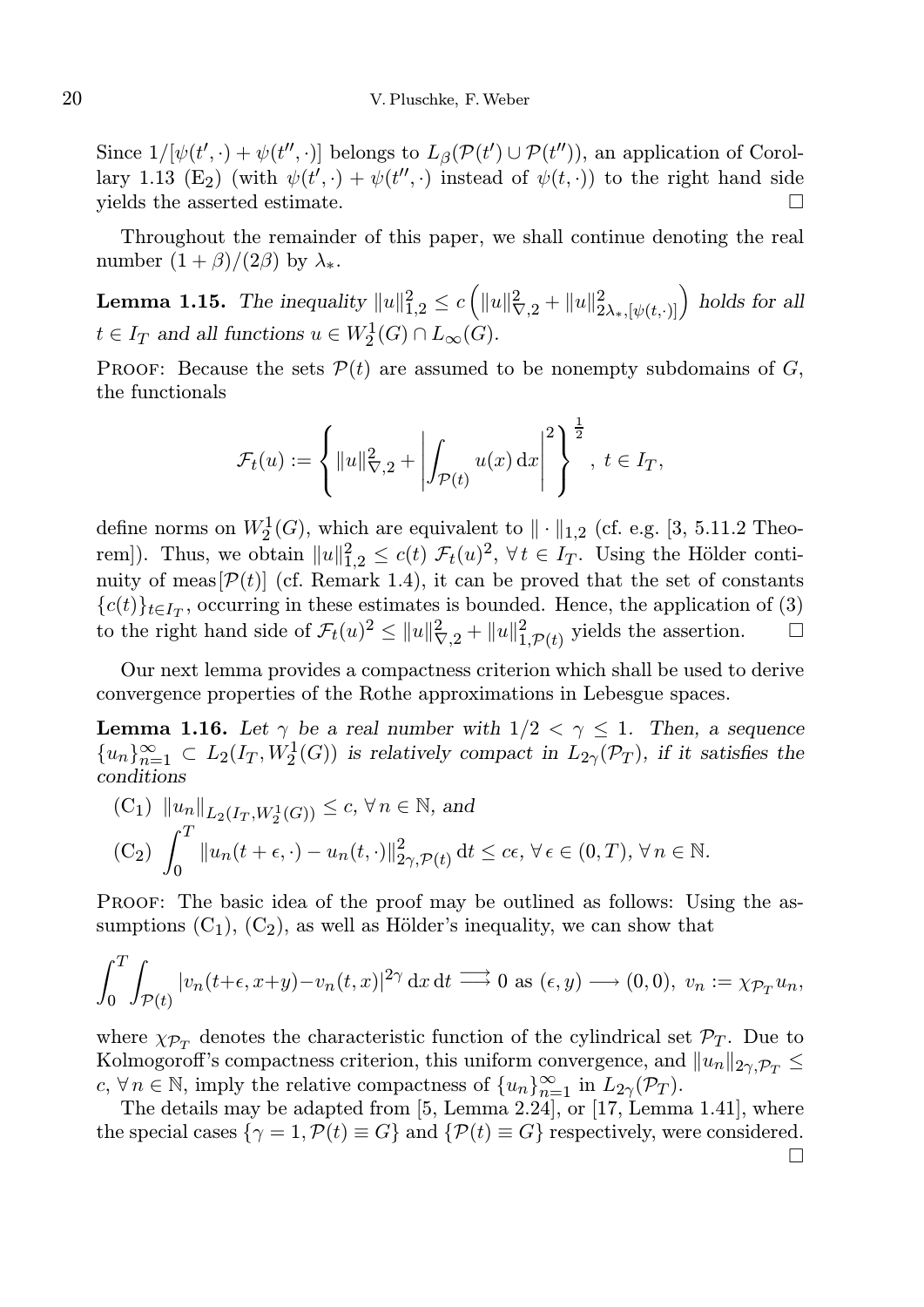Since $1/[\psi(t',\cdot)+\psi(t'',\cdot)]$ belongs to $L_\beta(\mathcal{P}(t')\cup\mathcal{P}(t''))$, an application of Corollary 1.13 ($\mathrm{E}_2$) (with $\psi(t',\cdot)+\psi(t'',\cdot)$ instead of $\psi(t,\cdot)$) to the right hand side yields the asserted estimate. □

Throughout the remainder of this paper, we shall continue denoting the real number $(1+\beta)/(2\beta)$ by $\lambda_*$.

**Lemma 1.15.** *The inequality $\|u\|_{1,2}^2 \le c\left(\|u\|_{\nabla,2}^2 + \|u\|_{2\lambda_*,[\psi(t,\cdot)]}^2\right)$ holds for all $t\in I_T$ and all functions $u\in W_2^1(G)\cap L_\infty(G)$.*

Proof: Because the sets $\mathcal{P}(t)$ are assumed to be nonempty subdomains of $G$, the functionals

$$\mathcal{F}_t(u) := \left\{ \|u\|_{\nabla,2}^2 + \left|\int_{\mathcal{P}(t)} u(x)\,\mathrm{d}x\right|^2 \right\}^{\frac{1}{2}},\ t\in I_T,$$

define norms on $W_2^1(G)$, which are equivalent to $\|\cdot\|_{1,2}$ (cf. e.g. [3, 5.11.2 Theorem]). Thus, we obtain $\|u\|_{1,2}^2 \le c(t)\ \mathcal{F}_t(u)^2$, $\forall\, t\in I_T$. Using the Hölder continuity of $\mathrm{meas}[\mathcal{P}(t)]$ (cf. Remark 1.4), it can be proved that the set of constants $\{c(t)\}_{t\in I_T}$, occurring in these estimates is bounded. Hence, the application of (3) to the right hand side of $\mathcal{F}_t(u)^2 \le \|u\|_{\nabla,2}^2 + \|u\|_{1,\mathcal{P}(t)}^2$ yields the assertion. □

Our next lemma provides a compactness criterion which shall be used to derive convergence properties of the Rothe approximations in Lebesgue spaces.

**Lemma 1.16.** *Let $\gamma$ be a real number with $1/2<\gamma\le 1$. Then, a sequence $\{u_n\}_{n=1}^\infty \subset L_2(I_T, W_2^1(G))$ is relatively compact in $L_{2\gamma}(\mathcal{P}_T)$, if it satisfies the conditions*

($\mathrm{C}_1$) $\|u_n\|_{L_2(I_T,W_2^1(G))} \le c$, $\forall\, n\in\mathbb{N}$, *and*

($\mathrm{C}_2$) $\displaystyle\int_0^T \|u_n(t+\epsilon,\cdot)-u_n(t,\cdot)\|_{2\gamma,\mathcal{P}(t)}^2\,\mathrm{d}t \le c\epsilon$, $\forall\,\epsilon\in(0,T)$, $\forall\, n\in\mathbb{N}$.

Proof: The basic idea of the proof may be outlined as follows: Using the assumptions ($\mathrm{C}_1$), ($\mathrm{C}_2$), as well as Hölder's inequality, we can show that

$$\int_0^T\int_{\mathcal{P}(t)} |v_n(t+\epsilon,x+y)-v_n(t,x)|^{2\gamma}\,\mathrm{d}x\,\mathrm{d}t \stackrel{\longrightarrow}{\longrightarrow} 0 \text{ as } (\epsilon,y)\longrightarrow(0,0),\ v_n := \chi_{\mathcal{P}_T} u_n,$$

where $\chi_{\mathcal{P}_T}$ denotes the characteristic function of the cylindrical set $\mathcal{P}_T$. Due to Kolmogoroff's compactness criterion, this uniform convergence, and $\|u_n\|_{2\gamma,\mathcal{P}_T}\le c$, $\forall\, n\in\mathbb{N}$, imply the relative compactness of $\{u_n\}_{n=1}^\infty$ in $L_{2\gamma}(\mathcal{P}_T)$.

The details may be adapted from [5, Lemma 2.24], or [17, Lemma 1.41], where the special cases $\{\gamma=1,\mathcal{P}(t)\equiv G\}$ and $\{\mathcal{P}(t)\equiv G\}$ respectively, were considered. □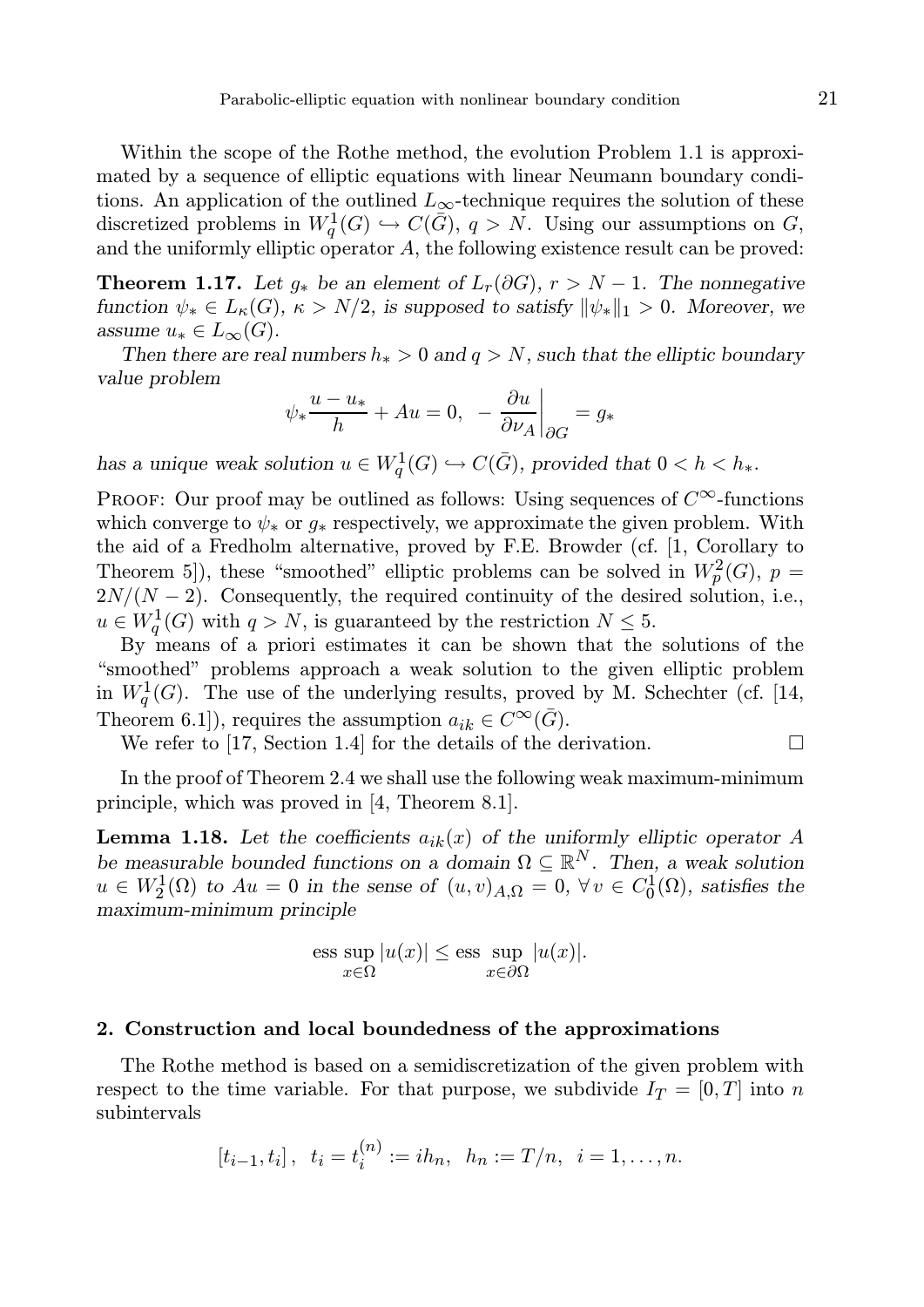Within the scope of the Rothe method, the evolution Problem 1.1 is approximated by a sequence of elliptic equations with linear Neumann boundary conditions. An application of the outlined $L_\infty$-technique requires the solution of these discretized problems in $W_q^1(G) \hookrightarrow C(\bar{G})$, $q > N$. Using our assumptions on $G$, and the uniformly elliptic operator $A$, the following existence result can be proved:

**Theorem 1.17.** *Let $g_*$ be an element of $L_r(\partial G)$, $r > N-1$. The nonnegative function $\psi_* \in L_\kappa(G)$, $\kappa > N/2$, is supposed to satisfy $\|\psi_*\|_1 > 0$. Moreover, we assume $u_* \in L_\infty(G)$.*

*Then there are real numbers $h_* > 0$ and $q > N$, such that the elliptic boundary value problem*

$$\psi_* \frac{u - u_*}{h} + Au = 0, \quad - \frac{\partial u}{\partial \nu_A}\bigg|_{\partial G} = g_*$$

*has a unique weak solution $u \in W_q^1(G) \hookrightarrow C(\bar{G})$, provided that $0 < h < h_*$.*

Proof: Our proof may be outlined as follows: Using sequences of $C^\infty$-functions which converge to $\psi_*$ or $g_*$ respectively, we approximate the given problem. With the aid of a Fredholm alternative, proved by F.E. Browder (cf. [1, Corollary to Theorem 5]), these "smoothed" elliptic problems can be solved in $W_p^2(G)$, $p = 2N/(N-2)$. Consequently, the required continuity of the desired solution, i.e., $u \in W_q^1(G)$ with $q > N$, is guaranteed by the restriction $N \leq 5$.

By means of a priori estimates it can be shown that the solutions of the "smoothed" problems approach a weak solution to the given elliptic problem in $W_q^1(G)$. The use of the underlying results, proved by M. Schechter (cf. [14, Theorem 6.1]), requires the assumption $a_{ik} \in C^\infty(\bar{G})$.

We refer to [17, Section 1.4] for the details of the derivation. $\square$

In the proof of Theorem 2.4 we shall use the following weak maximum-minimum principle, which was proved in [4, Theorem 8.1].

**Lemma 1.18.** *Let the coefficients $a_{ik}(x)$ of the uniformly elliptic operator $A$ be measurable bounded functions on a domain $\Omega \subseteq \mathbb{R}^N$. Then, a weak solution $u \in W_2^1(\Omega)$ to $Au = 0$ in the sense of $(u, v)_{A,\Omega} = 0$, $\forall\, v \in C_0^1(\Omega)$, satisfies the maximum-minimum principle*

$$\operatorname*{ess\,sup}_{x \in \Omega} |u(x)| \leq \operatorname*{ess\,sup}_{x \in \partial\Omega} |u(x)|.$$

## 2. Construction and local boundedness of the approximations

The Rothe method is based on a semidiscretization of the given problem with respect to the time variable. For that purpose, we subdivide $I_T = [0, T]$ into $n$ subintervals

$$[t_{i-1}, t_i], \quad t_i = t_i^{(n)} := ih_n, \quad h_n := T/n, \quad i = 1, \ldots, n.$$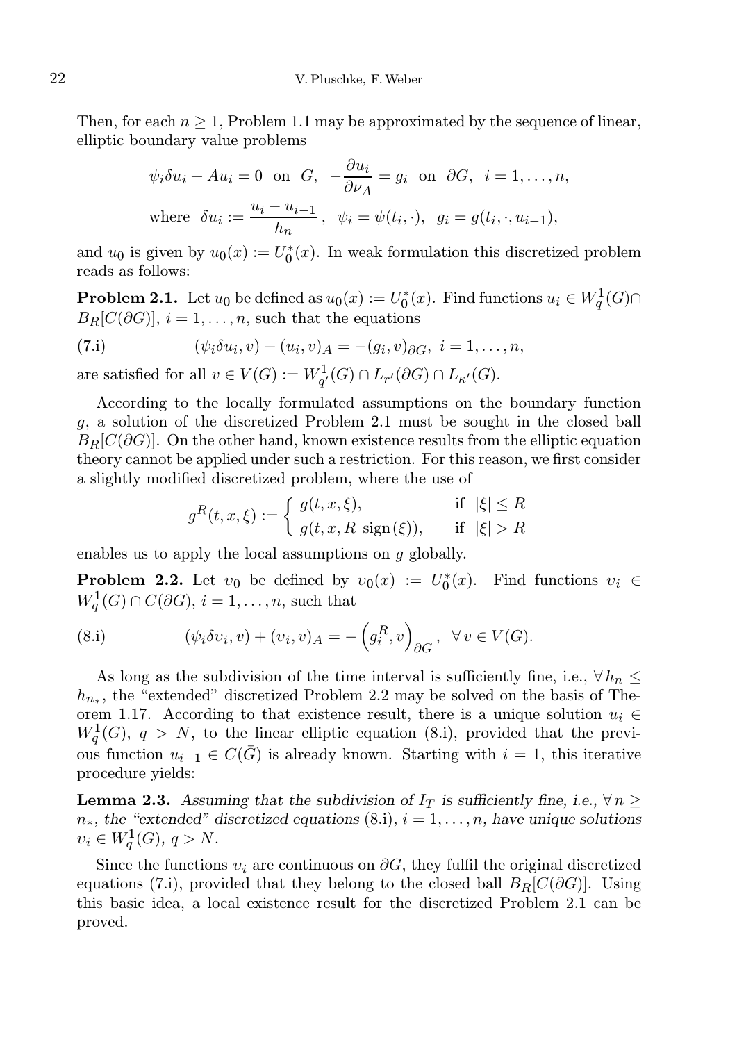Then, for each $n \geq 1$, Problem 1.1 may be approximated by the sequence of linear, elliptic boundary value problems

$$\psi_i \delta u_i + A u_i = 0 \ \text{ on } \ G, \ \ -\frac{\partial u_i}{\partial \nu_A} = g_i \ \text{ on } \ \partial G, \ \ i = 1, \ldots, n,$$

$$\text{where } \ \delta u_i := \frac{u_i - u_{i-1}}{h_n}, \ \ \psi_i = \psi(t_i, \cdot), \ \ g_i = g(t_i, \cdot, u_{i-1}),$$

and $u_0$ is given by $u_0(x) := U_0^*(x)$. In weak formulation this discretized problem reads as follows:

**Problem 2.1.** Let $u_0$ be defined as $u_0(x) := U_0^*(x)$. Find functions $u_i \in W_q^1(G) \cap B_R[C(\partial G)]$, $i = 1, \ldots, n$, such that the equations

$$(\psi_i \delta u_i, v) + (u_i, v)_A = -(g_i, v)_{\partial G}, \ i = 1, \ldots, n, \tag{7.i}$$

are satisfied for all $v \in V(G) := W_{q'}^1(G) \cap L_{r'}(\partial G) \cap L_{\kappa'}(G)$.

According to the locally formulated assumptions on the boundary function $g$, a solution of the discretized Problem 2.1 must be sought in the closed ball $B_R[C(\partial G)]$. On the other hand, known existence results from the elliptic equation theory cannot be applied under such a restriction. For this reason, we first consider a slightly modified discretized problem, where the use of

$$g^R(t, x, \xi) := \begin{cases} g(t, x, \xi), & \text{if } \ |\xi| \leq R \\ g(t, x, R \ \mathrm{sign}(\xi)), & \text{if } \ |\xi| > R \end{cases}$$

enables us to apply the local assumptions on $g$ globally.

**Problem 2.2.** Let $\upsilon_0$ be defined by $\upsilon_0(x) := U_0^*(x)$. Find functions $\upsilon_i \in W_q^1(G) \cap C(\partial G)$, $i = 1, \ldots, n$, such that

$$(\psi_i \delta \upsilon_i, v) + (\upsilon_i, v)_A = -\left(g_i^R, v\right)_{\partial G}, \ \ \forall\, v \in V(G). \tag{8.i}$$

As long as the subdivision of the time interval is sufficiently fine, i.e., $\forall\, h_n \leq h_{n*}$, the "extended" discretized Problem 2.2 may be solved on the basis of Theorem 1.17. According to that existence result, there is a unique solution $u_i \in W_q^1(G)$, $q > N$, to the linear elliptic equation (8.i), provided that the previous function $u_{i-1} \in C(\bar{G})$ is already known. Starting with $i = 1$, this iterative procedure yields:

**Lemma 2.3.** *Assuming that the subdivision of $I_T$ is sufficiently fine, i.e., $\forall\, n \geq n_*$, the "extended" discretized equations (8.i), $i = 1, \ldots, n$, have unique solutions $\upsilon_i \in W_q^1(G)$, $q > N$.*

Since the functions $\upsilon_i$ are continuous on $\partial G$, they fulfil the original discretized equations (7.i), provided that they belong to the closed ball $B_R[C(\partial G)]$. Using this basic idea, a local existence result for the discretized Problem 2.1 can be proved.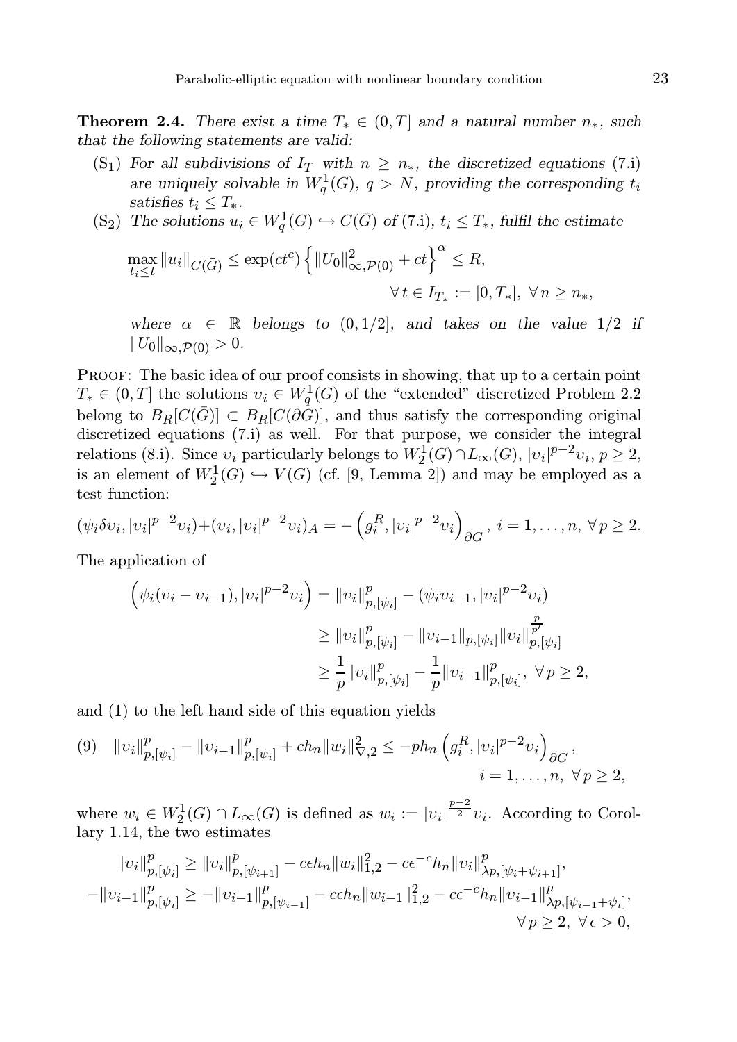**Theorem 2.4.** *There exist a time $T_* \in (0,T]$ and a natural number $n_*$, such that the following statements are valid:*

- (S$_1$) *For all subdivisions of $I_T$ with $n \geq n_*$, the discretized equations* (7.i) *are uniquely solvable in $W^1_q(G)$, $q > N$, providing the corresponding $t_i$ satisfies $t_i \leq T_*$.*
- (S$_2$) *The solutions $u_i \in W^1_q(G) \hookrightarrow C(\bar{G})$ of* (7.i)*, $t_i \leq T_*$, fulfil the estimate*

$$\max_{t_i \leq t} \|u_i\|_{C(\bar{G})} \leq \exp(ct^c)\left\{\|U_0\|^2_{\infty,\mathcal{P}(0)} + ct\right\}^{\alpha} \leq R,$$
$$\forall\, t \in I_{T_*} := [0,T_*],\ \forall\, n \geq n_*,$$

*where $\alpha \in \mathbb{R}$ belongs to $(0,1/2]$, and takes on the value $1/2$ if $\|U_0\|_{\infty,\mathcal{P}(0)} > 0$.*

Proof: The basic idea of our proof consists in showing, that up to a certain point $T_* \in (0,T]$ the solutions $\upsilon_i \in W^1_q(G)$ of the "extended" discretized Problem 2.2 belong to $B_R[C(\bar{G})] \subset B_R[C(\partial G)]$, and thus satisfy the corresponding original discretized equations (7.i) as well. For that purpose, we consider the integral relations (8.i). Since $\upsilon_i$ particularly belongs to $W^1_2(G) \cap L_\infty(G)$, $|\upsilon_i|^{p-2}\upsilon_i$, $p \geq 2$, is an element of $W^1_2(G) \hookrightarrow V(G)$ (cf. [9, Lemma 2]) and may be employed as a test function:

$$(\psi_i \delta\upsilon_i, |\upsilon_i|^{p-2}\upsilon_i) + (\upsilon_i, |\upsilon_i|^{p-2}\upsilon_i)_A = -\left(g^R_i, |\upsilon_i|^{p-2}\upsilon_i\right)_{\partial G},\ i = 1,\ldots,n,\ \forall\, p \geq 2.$$

The application of

$$\begin{aligned}
\left(\psi_i(\upsilon_i - \upsilon_{i-1}), |\upsilon_i|^{p-2}\upsilon_i\right) &= \|\upsilon_i\|^p_{p,[\psi_i]} - (\psi_i\upsilon_{i-1}, |\upsilon_i|^{p-2}\upsilon_i) \\
&\geq \|\upsilon_i\|^p_{p,[\psi_i]} - \|\upsilon_{i-1}\|_{p,[\psi_i]}\|\upsilon_i\|^{\frac{p}{p'}}_{p,[\psi_i]} \\
&\geq \frac{1}{p}\|\upsilon_i\|^p_{p,[\psi_i]} - \frac{1}{p}\|\upsilon_{i-1}\|^p_{p,[\psi_i]},\ \forall\, p \geq 2,
\end{aligned}$$

and (1) to the left hand side of this equation yields

$$\text{(9)}\quad \|\upsilon_i\|^p_{p,[\psi_i]} - \|\upsilon_{i-1}\|^p_{p,[\psi_i]} + ch_n\|w_i\|^2_{\nabla,2} \leq -ph_n\left(g^R_i, |\upsilon_i|^{p-2}\upsilon_i\right)_{\partial G},$$
$$i = 1,\ldots,n,\ \forall\, p \geq 2,$$

where $w_i \in W^1_2(G) \cap L_\infty(G)$ is defined as $w_i := |\upsilon_i|^{\frac{p-2}{2}}\upsilon_i$. According to Corollary 1.14, the two estimates

$$\begin{aligned}
\|\upsilon_i\|^p_{p,[\psi_i]} &\geq \|\upsilon_i\|^p_{p,[\psi_{i+1}]} - c\epsilon h_n\|w_i\|^2_{1,2} - c\epsilon^{-c}h_n\|\upsilon_i\|^p_{\lambda p,[\psi_i+\psi_{i+1}]}, \\
-\|\upsilon_{i-1}\|^p_{p,[\psi_i]} &\geq -\|\upsilon_{i-1}\|^p_{p,[\psi_{i-1}]} - c\epsilon h_n\|w_{i-1}\|^2_{1,2} - c\epsilon^{-c}h_n\|\upsilon_{i-1}\|^p_{\lambda p,[\psi_{i-1}+\psi_i]},
\end{aligned}$$
$$\forall\, p \geq 2,\ \forall\, \epsilon > 0,$$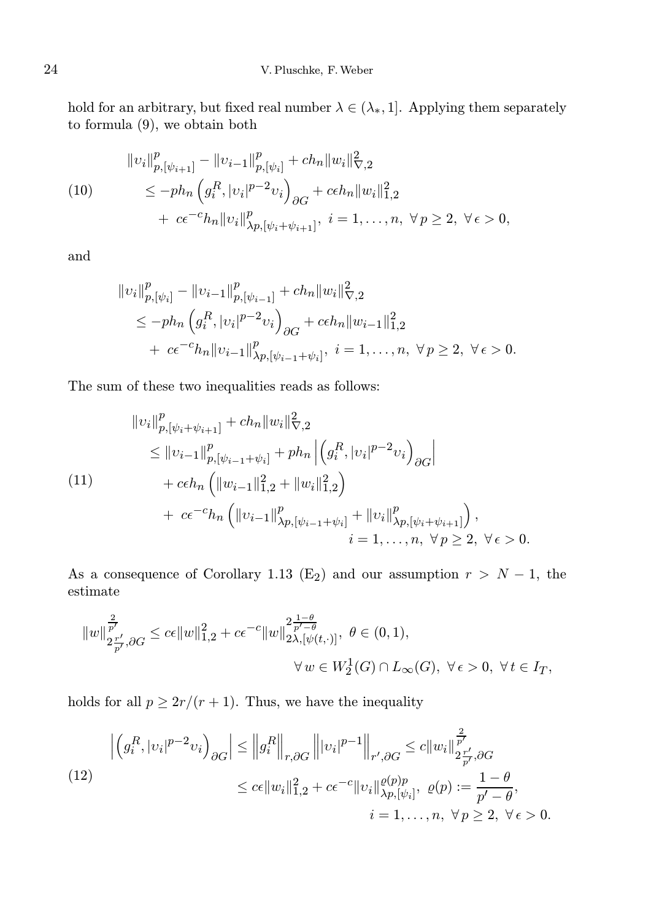hold for an arbitrary, but fixed real number $\lambda \in (\lambda_*, 1]$. Applying them separately to formula (9), we obtain both

$$
\begin{aligned}
&\|\upsilon_i\|^p_{p,[\psi_{i+1}]} - \|\upsilon_{i-1}\|^p_{p,[\psi_i]} + ch_n\|w_i\|^2_{\nabla,2} \\
(10) \qquad &\quad \le -ph_n\left(g_i^R, |\upsilon_i|^{p-2}\upsilon_i\right)_{\partial G} + c\epsilon h_n\|w_i\|^2_{1,2} \\
&\quad\quad + c\epsilon^{-c}h_n\|\upsilon_i\|^p_{\lambda p,[\psi_i+\psi_{i+1}]},\ i=1,\ldots,n,\ \forall\, p\ge 2,\ \forall\, \epsilon>0,
\end{aligned}
$$

and

$$
\begin{aligned}
&\|\upsilon_i\|^p_{p,[\psi_i]} - \|\upsilon_{i-1}\|^p_{p,[\psi_{i-1}]} + ch_n\|w_i\|^2_{\nabla,2} \\
&\quad \le -ph_n\left(g_i^R, |\upsilon_i|^{p-2}\upsilon_i\right)_{\partial G} + c\epsilon h_n\|w_{i-1}\|^2_{1,2} \\
&\quad\quad + c\epsilon^{-c}h_n\|\upsilon_{i-1}\|^p_{\lambda p,[\psi_{i-1}+\psi_i]},\ i=1,\ldots,n,\ \forall\, p\ge 2,\ \forall\, \epsilon>0.
\end{aligned}
$$

The sum of these two inequalities reads as follows:

$$
\begin{aligned}
&\|\upsilon_i\|^p_{p,[\psi_i+\psi_{i+1}]} + ch_n\|w_i\|^2_{\nabla,2} \\
&\quad \le \|\upsilon_{i-1}\|^p_{p,[\psi_{i-1}+\psi_i]} + ph_n\left|\left(g_i^R, |\upsilon_i|^{p-2}\upsilon_i\right)_{\partial G}\right| \\
(11) \qquad &\quad\quad + c\epsilon h_n\left(\|w_{i-1}\|^2_{1,2} + \|w_i\|^2_{1,2}\right) \\
&\quad\quad + c\epsilon^{-c}h_n\left(\|\upsilon_{i-1}\|^p_{\lambda p,[\psi_{i-1}+\psi_i]} + \|\upsilon_i\|^p_{\lambda p,[\psi_i+\psi_{i+1}]}\right), \\
&\qquad\qquad\qquad\qquad i=1,\ldots,n,\ \forall\, p\ge 2,\ \forall\, \epsilon>0.
\end{aligned}
$$

As a consequence of Corollary 1.13 ($E_2$) and our assumption $r > N-1$, the estimate

$$
\|w\|^{\frac{2}{p'}}_{2\frac{r'}{p'},\partial G} \le c\epsilon\|w\|^2_{1,2} + c\epsilon^{-c}\|w\|^{2\frac{1-\theta}{p'-\theta}}_{2\lambda,[\psi(t,\cdot)]},\ \theta\in(0,1),
$$
$$
\forall\, w\in W_2^1(G)\cap L_\infty(G),\ \forall\,\epsilon>0,\ \forall\, t\in I_T,
$$

holds for all $p \ge 2r/(r+1)$. Thus, we have the inequality

$$
\begin{aligned}
&\left|\left(g_i^R, |\upsilon_i|^{p-2}\upsilon_i\right)_{\partial G}\right| \le \left\|g_i^R\right\|_{r,\partial G}\left\||\upsilon_i|^{p-1}\right\|_{r',\partial G} \le c\|w_i\|^{\frac{2}{p'}}_{2\frac{r'}{p'},\partial G} \\
(12) \qquad &\qquad \le c\epsilon\|w_i\|^2_{1,2} + c\epsilon^{-c}\|\upsilon_i\|^{\varrho(p)p}_{\lambda p,[\psi_i]},\ \varrho(p) := \frac{1-\theta}{p'-\theta}, \\
&\qquad\qquad\qquad\qquad i=1,\ldots,n,\ \forall\, p\ge 2,\ \forall\,\epsilon>0.
\end{aligned}
$$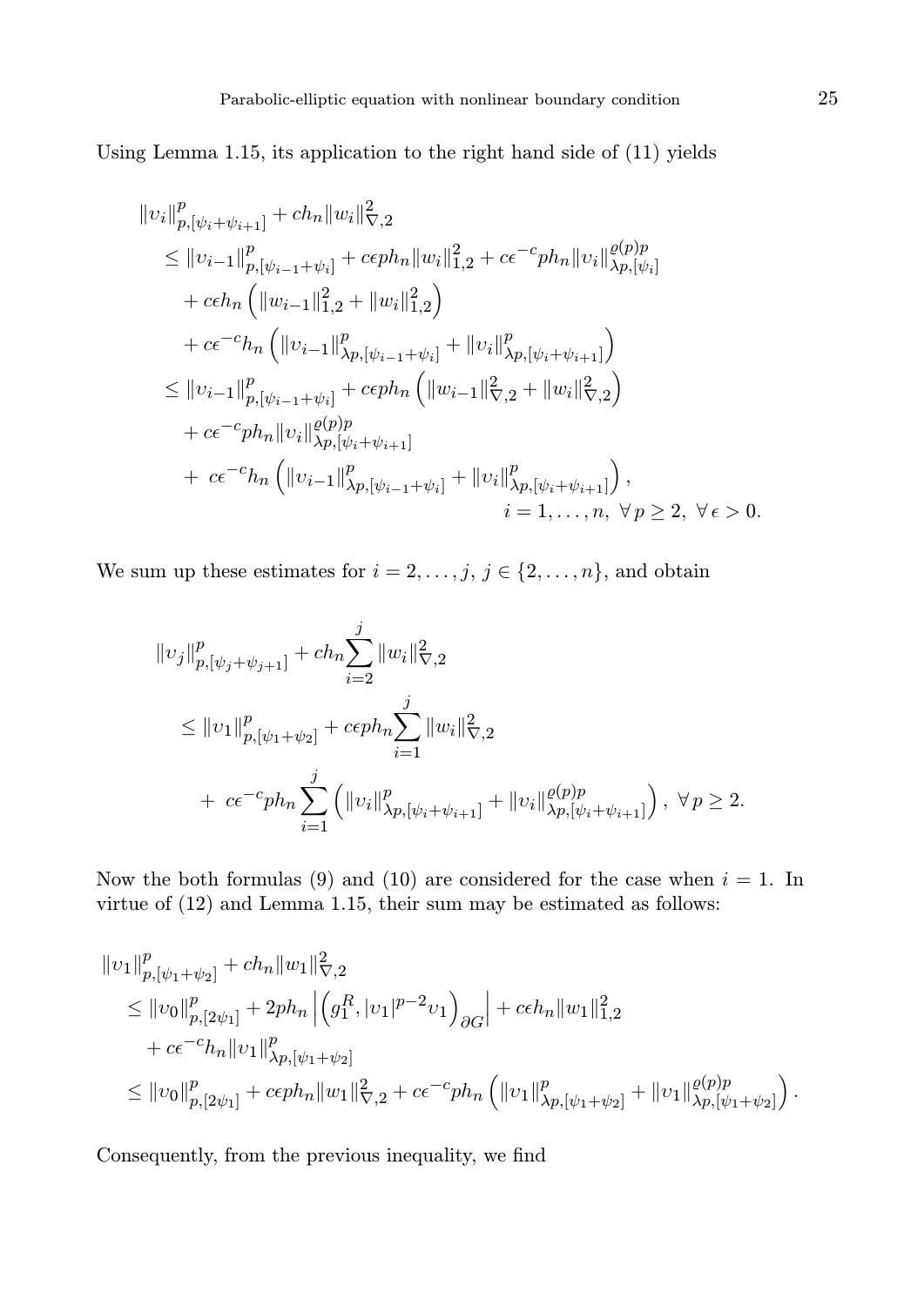Using Lemma 1.15, its application to the right hand side of (11) yields

$$
\begin{aligned}
&\|\upsilon_i\|^p_{p,[\psi_i+\psi_{i+1}]} + ch_n\|w_i\|^2_{\nabla,2} \\
&\quad \le \|\upsilon_{i-1}\|^p_{p,[\psi_{i-1}+\psi_i]} + c\epsilon p h_n\|w_i\|^2_{1,2} + c\epsilon^{-c} p h_n \|\upsilon_i\|^{\varrho(p)p}_{\lambda p,[\psi_i]} \\
&\qquad + c\epsilon h_n \left(\|w_{i-1}\|^2_{1,2} + \|w_i\|^2_{1,2}\right) \\
&\qquad + c\epsilon^{-c} h_n \left(\|\upsilon_{i-1}\|^p_{\lambda p,[\psi_{i-1}+\psi_i]} + \|\upsilon_i\|^p_{\lambda p,[\psi_i+\psi_{i+1}]}\right) \\
&\quad \le \|\upsilon_{i-1}\|^p_{p,[\psi_{i-1}+\psi_i]} + c\epsilon p h_n \left(\|w_{i-1}\|^2_{\nabla,2} + \|w_i\|^2_{\nabla,2}\right) \\
&\qquad + c\epsilon^{-c} p h_n \|\upsilon_i\|^{\varrho(p)p}_{\lambda p,[\psi_i+\psi_{i+1}]} \\
&\qquad + c\epsilon^{-c} h_n \left(\|\upsilon_{i-1}\|^p_{\lambda p,[\psi_{i-1}+\psi_i]} + \|\upsilon_i\|^p_{\lambda p,[\psi_i+\psi_{i+1}]}\right), \\
&\qquad\qquad\qquad\qquad\qquad\qquad i = 1,\dots,n, \ \forall\, p \ge 2, \ \forall\, \epsilon > 0.
\end{aligned}
$$

We sum up these estimates for $i = 2,\dots,j$, $j \in \{2,\dots,n\}$, and obtain

$$
\begin{aligned}
&\|\upsilon_j\|^p_{p,[\psi_j+\psi_{j+1}]} + ch_n\sum_{i=2}^{j} \|w_i\|^2_{\nabla,2} \\
&\quad \le \|\upsilon_1\|^p_{p,[\psi_1+\psi_2]} + c\epsilon p h_n \sum_{i=1}^{j} \|w_i\|^2_{\nabla,2} \\
&\qquad + c\epsilon^{-c} p h_n \sum_{i=1}^{j} \left(\|\upsilon_i\|^p_{\lambda p,[\psi_i+\psi_{i+1}]} + \|\upsilon_i\|^{\varrho(p)p}_{\lambda p,[\psi_i+\psi_{i+1}]}\right), \ \forall\, p \ge 2.
\end{aligned}
$$

Now the both formulas (9) and (10) are considered for the case when $i = 1$. In virtue of (12) and Lemma 1.15, their sum may be estimated as follows:

$$
\begin{aligned}
&\|\upsilon_1\|^p_{p,[\psi_1+\psi_2]} + ch_n\|w_1\|^2_{\nabla,2} \\
&\quad \le \|\upsilon_0\|^p_{p,[2\psi_1]} + 2ph_n\left|\left(g_1^R, |\upsilon_1|^{p-2}\upsilon_1\right)_{\partial G}\right| + c\epsilon h_n \|w_1\|^2_{1,2} \\
&\qquad + c\epsilon^{-c} h_n \|\upsilon_1\|^p_{\lambda p,[\psi_1+\psi_2]} \\
&\quad \le \|\upsilon_0\|^p_{p,[2\psi_1]} + c\epsilon p h_n \|w_1\|^2_{\nabla,2} + c\epsilon^{-c} p h_n \left(\|\upsilon_1\|^p_{\lambda p,[\psi_1+\psi_2]} + \|\upsilon_1\|^{\varrho(p)p}_{\lambda p,[\psi_1+\psi_2]}\right).
\end{aligned}
$$

Consequently, from the previous inequality, we find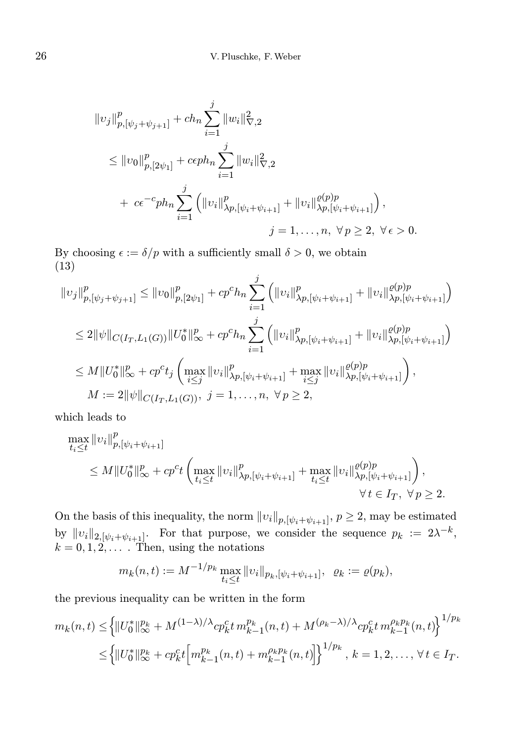$$
\begin{aligned}
&\|\upsilon_j\|^p_{p,[\psi_j+\psi_{j+1}]} + ch_n \sum_{i=1}^{j} \|w_i\|^2_{\nabla,2} \\
&\quad \le \|\upsilon_0\|^p_{p,[2\psi_1]} + c\epsilon p h_n \sum_{i=1}^{j} \|w_i\|^2_{\nabla,2} \\
&\quad + \; c\epsilon^{-c} p h_n \sum_{i=1}^{j} \left( \|\upsilon_i\|^p_{\lambda p,[\psi_i+\psi_{i+1}]} + \|\upsilon_i\|^{\varrho(p)p}_{\lambda p,[\psi_i+\psi_{i+1}]} \right), \\
&\qquad\qquad\qquad\qquad\qquad\qquad j = 1,\ldots,n,\ \forall\, p \ge 2,\ \forall\, \epsilon > 0.
\end{aligned}
$$

By choosing $\epsilon := \delta/p$ with a sufficiently small $\delta > 0$, we obtain (13)

$$
\begin{aligned}
\|\upsilon_j\|^p_{p,[\psi_j+\psi_{j+1}]} &\le \|\upsilon_0\|^p_{p,[2\psi_1]} + cp^c h_n \sum_{i=1}^{j} \left( \|\upsilon_i\|^p_{\lambda p,[\psi_i+\psi_{i+1}]} + \|\upsilon_i\|^{\varrho(p)p}_{\lambda p,[\psi_i+\psi_{i+1}]} \right) \\
&\le 2\|\psi\|_{C(I_T,L_1(G))} \|U_0^*\|^p_\infty + cp^c h_n \sum_{i=1}^{j} \left( \|\upsilon_i\|^p_{\lambda p,[\psi_i+\psi_{i+1}]} + \|\upsilon_i\|^{\varrho(p)p}_{\lambda p,[\psi_i+\psi_{i+1}]} \right) \\
&\le M\|U_0^*\|^p_\infty + cp^c t_j \left( \max_{i\le j} \|\upsilon_i\|^p_{\lambda p,[\psi_i+\psi_{i+1}]} + \max_{i\le j} \|\upsilon_i\|^{\varrho(p)p}_{\lambda p,[\psi_i+\psi_{i+1}]} \right), \\
&\quad M := 2\|\psi\|_{C(I_T,L_1(G))},\ j = 1,\ldots,n,\ \forall\, p \ge 2,
\end{aligned}
$$

which leads to

$$
\begin{aligned}
&\max_{t_i \le t} \|\upsilon_i\|^p_{p,[\psi_i+\psi_{i+1}]} \\
&\quad \le M\|U_0^*\|^p_\infty + cp^c t \left( \max_{t_i\le t} \|\upsilon_i\|^p_{\lambda p,[\psi_i+\psi_{i+1}]} + \max_{t_i\le t} \|\upsilon_i\|^{\varrho(p)p}_{\lambda p,[\psi_i+\psi_{i+1}]} \right), \\
&\qquad\qquad\qquad\qquad\qquad\qquad\qquad\qquad \forall\, t \in I_T,\ \forall\, p \ge 2.
\end{aligned}
$$

On the basis of this inequality, the norm $\|\upsilon_i\|_{p,[\psi_i+\psi_{i+1}]}$, $p \ge 2$, may be estimated by $\|\upsilon_i\|_{2,[\psi_i+\psi_{i+1}]}$. For that purpose, we consider the sequence $p_k := 2\lambda^{-k}$, $k = 0,1,2,\ldots$. Then, using the notations

$$
m_k(n,t) := M^{-1/p_k} \max_{t_i\le t} \|\upsilon_i\|_{p_k,[\psi_i+\psi_{i+1}]}, \quad \varrho_k := \varrho(p_k),
$$

the previous inequality can be written in the form

$$
\begin{aligned}
m_k(n,t) &\le \Big\{ \|U_0^*\|^{p_k}_\infty + M^{(1-\lambda)/\lambda} cp_k^c t\, m^{p_k}_{k-1}(n,t) + M^{(\rho_k-\lambda)/\lambda} cp_k^c t\, m^{\rho_k p_k}_{k-1}(n,t) \Big\}^{1/p_k} \\
&\le \Big\{ \|U_0^*\|^{p_k}_\infty + cp_k^c t \Big[ m^{p_k}_{k-1}(n,t) + m^{\rho_k p_k}_{k-1}(n,t) \Big] \Big\}^{1/p_k},\ k = 1,2,\ldots,\ \forall\, t \in I_T.
\end{aligned}
$$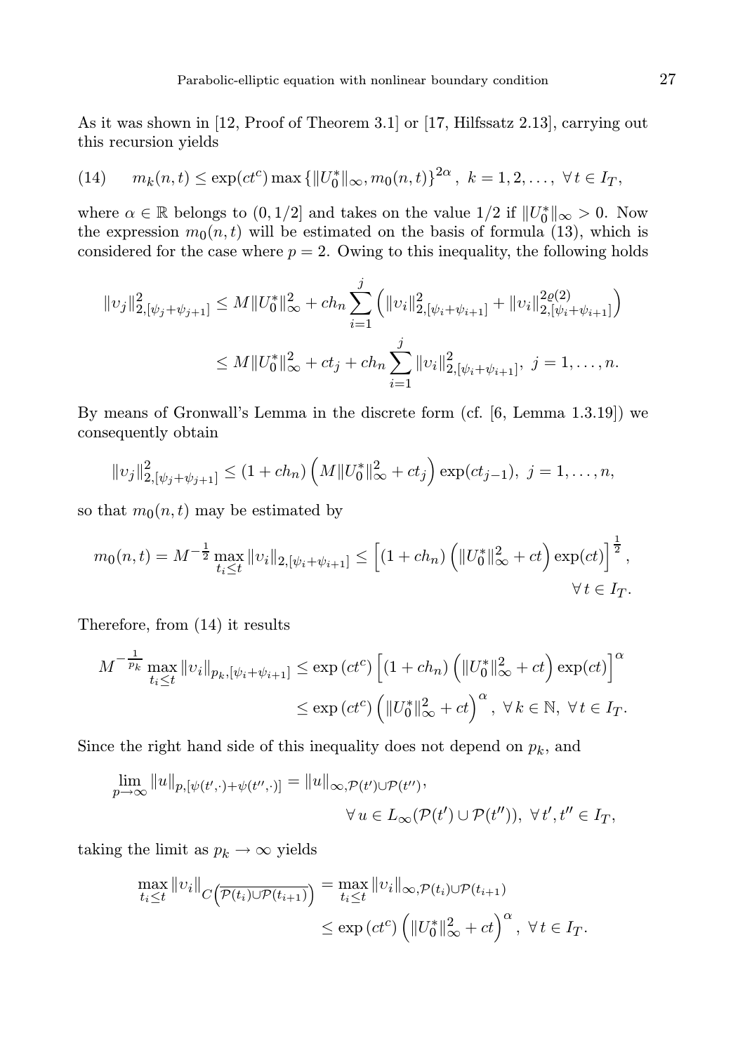As it was shown in [12, Proof of Theorem 3.1] or [17, Hilfssatz 2.13], carrying out this recursion yields

$$m_k(n,t) \le \exp(ct^c) \max\left\{\|U_0^*\|_\infty, m_0(n,t)\right\}^{2\alpha}, \; k = 1,2,\dots, \; \forall\, t \in I_T, \tag{14}$$

where $\alpha \in \mathbb{R}$ belongs to $(0, 1/2]$ and takes on the value $1/2$ if $\|U_0^*\|_\infty > 0$. Now the expression $m_0(n,t)$ will be estimated on the basis of formula (13), which is considered for the case where $p = 2$. Owing to this inequality, the following holds

$$\begin{aligned}
\|\upsilon_j\|^2_{2,[\psi_j+\psi_{j+1}]} &\le M\|U_0^*\|^2_\infty + ch_n \sum_{i=1}^{j} \left( \|\upsilon_i\|^2_{2,[\psi_i+\psi_{i+1}]} + \|\upsilon_i\|^{2\varrho(2)}_{2,[\psi_i+\psi_{i+1}]} \right) \\
&\le M\|U_0^*\|^2_\infty + ct_j + ch_n \sum_{i=1}^{j} \|\upsilon_i\|^2_{2,[\psi_i+\psi_{i+1}]}, \; j = 1,\dots,n.
\end{aligned}$$

By means of Gronwall's Lemma in the discrete form (cf. [6, Lemma 1.3.19]) we consequently obtain

$$\|\upsilon_j\|^2_{2,[\psi_j+\psi_{j+1}]} \le (1 + ch_n)\left( M\|U_0^*\|^2_\infty + ct_j \right) \exp(ct_{j-1}), \; j = 1,\dots,n,$$

so that $m_0(n,t)$ may be estimated by

$$m_0(n,t) = M^{-\frac{1}{2}} \max_{t_i \le t} \|\upsilon_i\|_{2,[\psi_i+\psi_{i+1}]} \le \left[ (1 + ch_n)\left( \|U_0^*\|^2_\infty + ct \right) \exp(ct) \right]^{\frac{1}{2}}, \quad \forall\, t \in I_T.$$

Therefore, from (14) it results

$$\begin{aligned}
M^{-\frac{1}{p_k}} \max_{t_i \le t} \|\upsilon_i\|_{p_k,[\psi_i+\psi_{i+1}]} &\le \exp\left(ct^c\right) \left[ (1 + ch_n)\left( \|U_0^*\|^2_\infty + ct \right) \exp(ct) \right]^{\alpha} \\
&\le \exp\left(ct^c\right) \left( \|U_0^*\|^2_\infty + ct \right)^{\alpha}, \; \forall\, k \in \mathbb{N}, \; \forall\, t \in I_T.
\end{aligned}$$

Since the right hand side of this inequality does not depend on $p_k$, and

$$\lim_{p\to\infty} \|u\|_{p,[\psi(t',\cdot)+\psi(t'',\cdot)]} = \|u\|_{\infty,\mathcal{P}(t')\cup\mathcal{P}(t'')}, \quad \forall\, u \in L_\infty(\mathcal{P}(t')\cup\mathcal{P}(t'')), \; \forall\, t', t'' \in I_T,$$

taking the limit as $p_k \to \infty$ yields

$$\begin{aligned}
\max_{t_i \le t} \|\upsilon_i\|_{C\left(\overline{\mathcal{P}(t_i)\cup\mathcal{P}(t_{i+1})}\right)} &= \max_{t_i \le t} \|\upsilon_i\|_{\infty,\mathcal{P}(t_i)\cup\mathcal{P}(t_{i+1})} \\
&\le \exp\left(ct^c\right) \left( \|U_0^*\|^2_\infty + ct \right)^{\alpha}, \; \forall\, t \in I_T.
\end{aligned}$$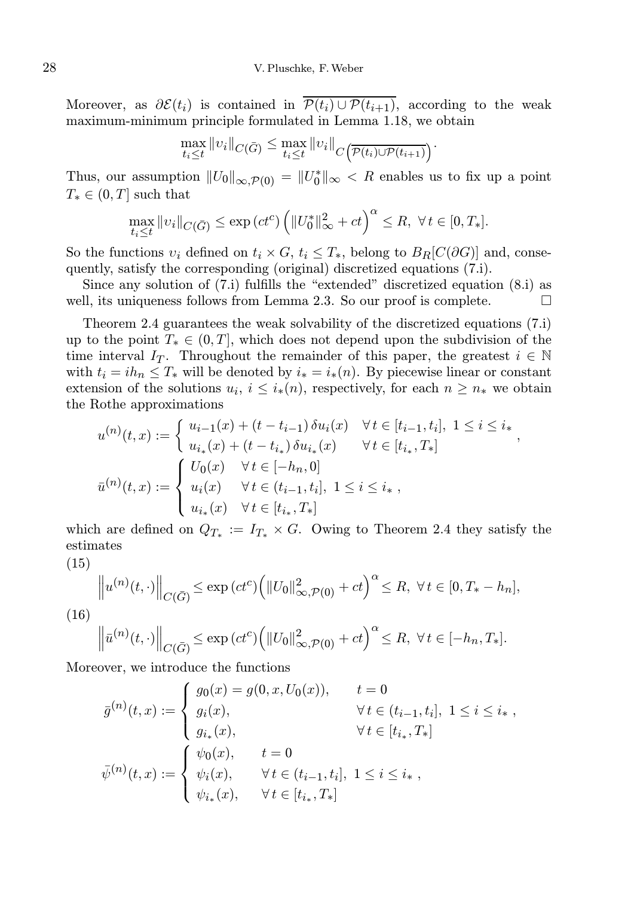Moreover, as $\partial\mathcal{E}(t_i)$ is contained in $\overline{\mathcal{P}(t_i)\cup\mathcal{P}(t_{i+1})}$, according to the weak maximum-minimum principle formulated in Lemma 1.18, we obtain

$$\max_{t_i\le t}\|\upsilon_i\|_{C(\bar G)}\le \max_{t_i\le t}\|\upsilon_i\|_{C\left(\overline{\mathcal{P}(t_i)\cup\mathcal{P}(t_{i+1})}\right)}.$$

Thus, our assumption $\|U_0\|_{\infty,\mathcal{P}(0)}=\|U_0^*\|_\infty<R$ enables us to fix up a point $T_*\in(0,T]$ such that

$$\max_{t_i\le t}\|\upsilon_i\|_{C(\bar G)}\le \exp\left(ct^c\right)\left(\|U_0^*\|_\infty^2+ct\right)^\alpha\le R,\ \forall\, t\in[0,T_*].$$

So the functions $\upsilon_i$ defined on $t_i\times G$, $t_i\le T_*$, belong to $B_R[C(\partial G)]$ and, consequently, satisfy the corresponding (original) discretized equations (7.i).

Since any solution of (7.i) fulfills the "extended" discretized equation (8.i) as well, its uniqueness follows from Lemma 2.3. So our proof is complete. $\square$

Theorem 2.4 guarantees the weak solvability of the discretized equations (7.i) up to the point $T_*\in(0,T]$, which does not depend upon the subdivision of the time interval $I_T$. Throughout the remainder of this paper, the greatest $i\in\mathbb{N}$ with $t_i=ih_n\le T_*$ will be denoted by $i_*=i_*(n)$. By piecewise linear or constant extension of the solutions $u_i$, $i\le i_*(n)$, respectively, for each $n\ge n_*$ we obtain the Rothe approximations

$$u^{(n)}(t,x):=\begin{cases}u_{i-1}(x)+(t-t_{i-1})\,\delta u_i(x) & \forall\, t\in[t_{i-1},t_i],\ 1\le i\le i_*\\ u_{i_*}(x)+(t-t_{i_*})\,\delta u_{i_*}(x) & \forall\, t\in[t_{i_*},T_*]\end{cases},$$

$$\bar u^{(n)}(t,x):=\begin{cases}U_0(x) & \forall\, t\in[-h_n,0]\\ u_i(x) & \forall\, t\in(t_{i-1},t_i],\ 1\le i\le i_*\ ,\\ u_{i_*}(x) & \forall\, t\in[t_{i_*},T_*]\end{cases}$$

which are defined on $Q_{T_*}:=I_{T_*}\times G$. Owing to Theorem 2.4 they satisfy the estimates

(15)
$$\left\|u^{(n)}(t,\cdot)\right\|_{C(\bar G)}\le\exp\left(ct^c\right)\left(\|U_0\|^2_{\infty,\mathcal{P}(0)}+ct\right)^\alpha\le R,\ \forall\, t\in[0,T_*-h_n],$$

(16)
$$\left\|\bar u^{(n)}(t,\cdot)\right\|_{C(\bar G)}\le\exp\left(ct^c\right)\left(\|U_0\|^2_{\infty,\mathcal{P}(0)}+ct\right)^\alpha\le R,\ \forall\, t\in[-h_n,T_*].$$

Moreover, we introduce the functions

$$\bar g^{(n)}(t,x):=\begin{cases}g_0(x)=g(0,x,U_0(x)), & t=0\\ g_i(x), & \forall\, t\in(t_{i-1},t_i],\ 1\le i\le i_*\ ,\\ g_{i_*}(x), & \forall\, t\in[t_{i_*},T_*]\end{cases}$$

$$\bar\psi^{(n)}(t,x):=\begin{cases}\psi_0(x), & t=0\\ \psi_i(x), & \forall\, t\in(t_{i-1},t_i],\ 1\le i\le i_*\ ,\\ \psi_{i_*}(x), & \forall\, t\in[t_{i_*},T_*]\end{cases}$$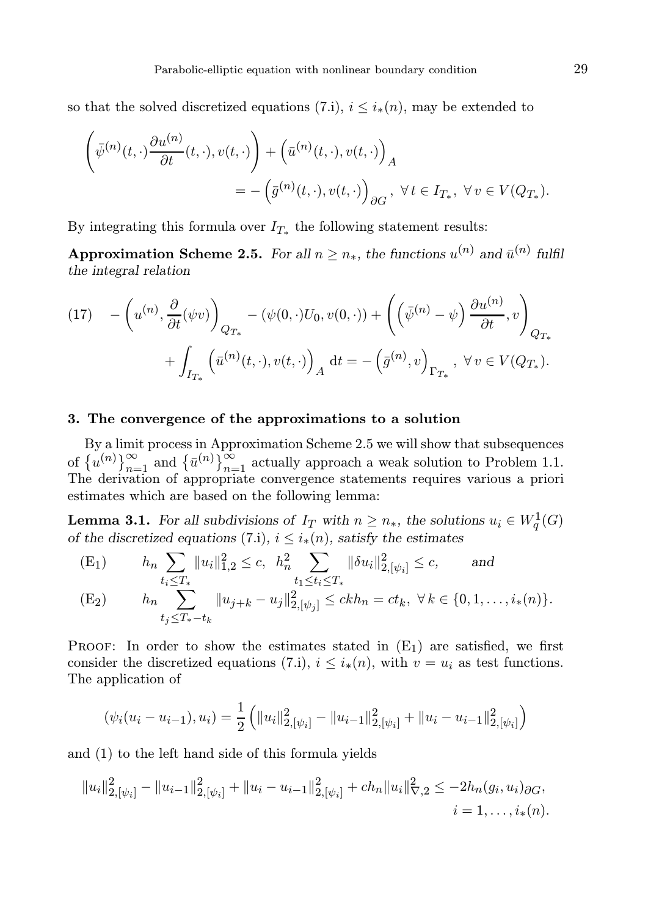so that the solved discretized equations (7.i), $i \le i_*(n)$, may be extended to

$$\left(\bar\psi^{(n)}(t,\cdot)\frac{\partial u^{(n)}}{\partial t}(t,\cdot), v(t,\cdot)\right) + \left(\bar u^{(n)}(t,\cdot), v(t,\cdot)\right)_A = -\left(\bar g^{(n)}(t,\cdot), v(t,\cdot)\right)_{\partial G}, \ \forall\, t \in I_{T_*},\ \forall\, v \in V(Q_{T_*}).$$

By integrating this formula over $I_{T_*}$ the following statement results:

**Approximation Scheme 2.5.** *For all $n \ge n_*$, the functions $u^{(n)}$ and $\bar u^{(n)}$ fulfil the integral relation*

$$(17)\quad -\left(u^{(n)}, \frac{\partial}{\partial t}(\psi v)\right)_{Q_{T_*}} - (\psi(0,\cdot)U_0, v(0,\cdot)) + \left(\left(\bar\psi^{(n)} - \psi\right)\frac{\partial u^{(n)}}{\partial t}, v\right)_{Q_{T_*}} + \int_{I_{T_*}} \left(\bar u^{(n)}(t,\cdot), v(t,\cdot)\right)_A \mathrm{d}t = -\left(\bar g^{(n)}, v\right)_{\Gamma_{T_*}},\ \forall\, v \in V(Q_{T_*}).$$

## 3. The convergence of the approximations to a solution

By a limit process in Approximation Scheme 2.5 we will show that subsequences of $\{u^{(n)}\}_{n=1}^{\infty}$ and $\{\bar u^{(n)}\}_{n=1}^{\infty}$ actually approach a weak solution to Problem 1.1. The derivation of appropriate convergence statements requires various a priori estimates which are based on the following lemma:

**Lemma 3.1.** *For all subdivisions of $I_T$ with $n \ge n_*$, the solutions $u_i \in W_q^1(G)$ of the discretized equations (7.i), $i \le i_*(n)$, satisfy the estimates*

$$(\mathrm{E}_1)\qquad h_n \sum_{t_i \le T_*} \|u_i\|_{1,2}^2 \le c,\ \ h_n^2 \sum_{t_1 \le t_i \le T_*} \|\delta u_i\|_{2,[\psi_i]}^2 \le c, \qquad \textit{and}$$

$$(\mathrm{E}_2)\qquad h_n \sum_{t_j \le T_* - t_k} \|u_{j+k} - u_j\|_{2,[\psi_j]}^2 \le ckh_n = ct_k,\ \forall\, k \in \{0,1,\ldots,i_*(n)\}.$$

Proof: In order to show the estimates stated in $(\mathrm{E}_1)$ are satisfied, we first consider the discretized equations (7.i), $i \le i_*(n)$, with $v = u_i$ as test functions. The application of

$$(\psi_i(u_i - u_{i-1}), u_i) = \frac{1}{2}\left(\|u_i\|_{2,[\psi_i]}^2 - \|u_{i-1}\|_{2,[\psi_i]}^2 + \|u_i - u_{i-1}\|_{2,[\psi_i]}^2\right)$$

and (1) to the left hand side of this formula yields

$$\|u_i\|_{2,[\psi_i]}^2 - \|u_{i-1}\|_{2,[\psi_i]}^2 + \|u_i - u_{i-1}\|_{2,[\psi_i]}^2 + ch_n\|u_i\|_{\nabla,2}^2 \le -2h_n(g_i, u_i)_{\partial G}, \quad i = 1,\ldots,i_*(n).$$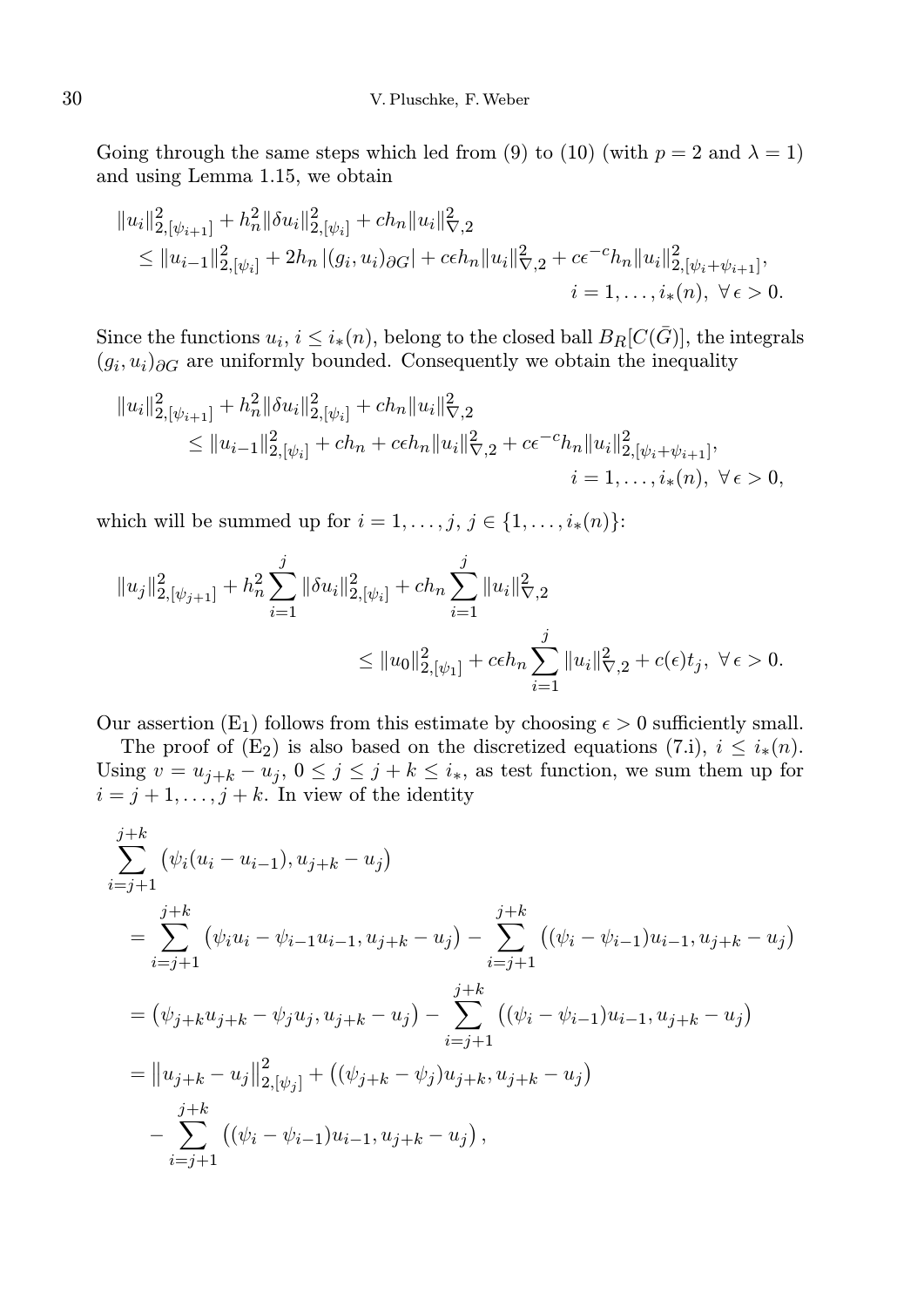Going through the same steps which led from (9) to (10) (with $p = 2$ and $\lambda = 1$) and using Lemma 1.15, we obtain

$$
\begin{aligned}
&\|u_i\|^2_{2,[\psi_{i+1}]} + h_n^2 \|\delta u_i\|^2_{2,[\psi_i]} + ch_n \|u_i\|^2_{\nabla,2} \\
&\quad \le \|u_{i-1}\|^2_{2,[\psi_i]} + 2h_n \left|(g_i, u_i)_{\partial G}\right| + c\epsilon h_n \|u_i\|^2_{\nabla,2} + c\epsilon^{-c} h_n \|u_i\|^2_{2,[\psi_i+\psi_{i+1}]}, \\
&\qquad\qquad\qquad\qquad\qquad\qquad\qquad\qquad\qquad\qquad i = 1, \ldots, i_*(n),\ \forall\, \epsilon > 0.
\end{aligned}
$$

Since the functions $u_i$, $i \le i_*(n)$, belong to the closed ball $B_R[C(\bar{G})]$, the integrals $(g_i, u_i)_{\partial G}$ are uniformly bounded. Consequently we obtain the inequality

$$
\begin{aligned}
&\|u_i\|^2_{2,[\psi_{i+1}]} + h_n^2 \|\delta u_i\|^2_{2,[\psi_i]} + ch_n \|u_i\|^2_{\nabla,2} \\
&\quad \le \|u_{i-1}\|^2_{2,[\psi_i]} + ch_n + c\epsilon h_n \|u_i\|^2_{\nabla,2} + c\epsilon^{-c} h_n \|u_i\|^2_{2,[\psi_i+\psi_{i+1}]}, \\
&\qquad\qquad\qquad\qquad\qquad\qquad\qquad\qquad\qquad\qquad i = 1, \ldots, i_*(n),\ \forall\, \epsilon > 0,
\end{aligned}
$$

which will be summed up for $i = 1, \ldots, j$, $j \in \{1, \ldots, i_*(n)\}$:

$$
\begin{aligned}
&\|u_j\|^2_{2,[\psi_{j+1}]} + h_n^2 \sum_{i=1}^{j} \|\delta u_i\|^2_{2,[\psi_i]} + ch_n \sum_{i=1}^{j} \|u_i\|^2_{\nabla,2} \\
&\qquad\qquad\qquad\qquad \le \|u_0\|^2_{2,[\psi_1]} + c\epsilon h_n \sum_{i=1}^{j} \|u_i\|^2_{\nabla,2} + c(\epsilon) t_j,\ \forall\, \epsilon > 0.
\end{aligned}
$$

Our assertion ($\mathrm{E}_1$) follows from this estimate by choosing $\epsilon > 0$ sufficiently small.

The proof of ($\mathrm{E}_2$) is also based on the discretized equations (7.i), $i \le i_*(n)$. Using $v = u_{j+k} - u_j$, $0 \le j \le j + k \le i_*$, as test function, we sum them up for $i = j + 1, \ldots, j + k$. In view of the identity

$$
\begin{aligned}
&\sum_{i=j+1}^{j+k} \big(\psi_i(u_i - u_{i-1}), u_{j+k} - u_j\big) \\
&\quad = \sum_{i=j+1}^{j+k} \big(\psi_i u_i - \psi_{i-1} u_{i-1}, u_{j+k} - u_j\big) - \sum_{i=j+1}^{j+k} \big((\psi_i - \psi_{i-1}) u_{i-1}, u_{j+k} - u_j\big) \\
&\quad = \big(\psi_{j+k} u_{j+k} - \psi_j u_j, u_{j+k} - u_j\big) - \sum_{i=j+1}^{j+k} \big((\psi_i - \psi_{i-1}) u_{i-1}, u_{j+k} - u_j\big) \\
&\quad = \big\|u_{j+k} - u_j\big\|^2_{2,[\psi_j]} + \big((\psi_{j+k} - \psi_j) u_{j+k}, u_{j+k} - u_j\big) \\
&\qquad - \sum_{i=j+1}^{j+k} \big((\psi_i - \psi_{i-1}) u_{i-1}, u_{j+k} - u_j\big),
\end{aligned}
$$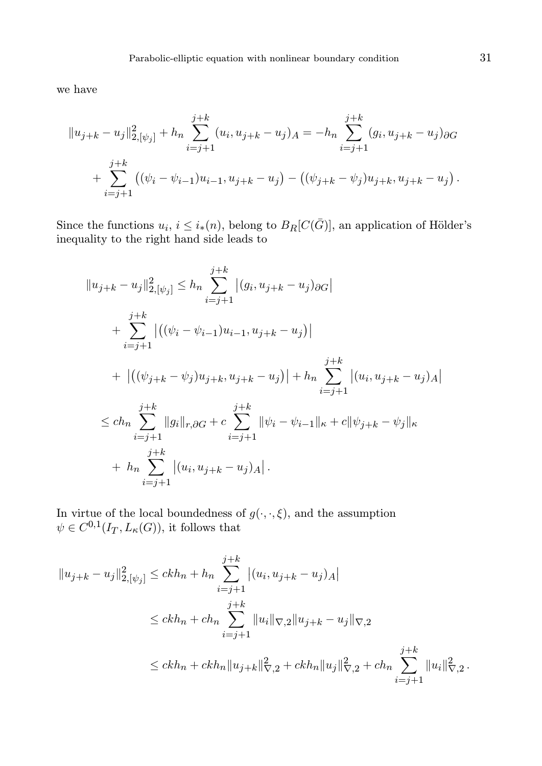we have

$$
\|u_{j+k} - u_j\|^2_{2,[\psi_j]} + h_n \sum_{i=j+1}^{j+k} (u_i, u_{j+k} - u_j)_A = -h_n \sum_{i=j+1}^{j+k} (g_i, u_{j+k} - u_j)_{\partial G}
$$

$$
+ \sum_{i=j+1}^{j+k} \big((\psi_i - \psi_{i-1})u_{i-1}, u_{j+k} - u_j\big) - \big((\psi_{j+k} - \psi_j)u_{j+k}, u_{j+k} - u_j\big)\,.
$$

Since the functions $u_i$, $i \le i_*(n)$, belong to $B_R[C(\bar{G})]$, an application of Hölder's inequality to the right hand side leads to

$$
\begin{aligned}
\|u_{j+k} - u_j\|^2_{2,[\psi_j]} &\le h_n \sum_{i=j+1}^{j+k} \big|(g_i, u_{j+k} - u_j)_{\partial G}\big| \\
&\quad + \sum_{i=j+1}^{j+k} \big|\big((\psi_i - \psi_{i-1})u_{i-1}, u_{j+k} - u_j\big)\big| \\
&\quad + \big|\big((\psi_{j+k} - \psi_j)u_{j+k}, u_{j+k} - u_j\big)\big| + h_n \sum_{i=j+1}^{j+k} \big|(u_i, u_{j+k} - u_j)_A\big| \\
&\le c h_n \sum_{i=j+1}^{j+k} \|g_i\|_{r,\partial G} + c \sum_{i=j+1}^{j+k} \|\psi_i - \psi_{i-1}\|_\kappa + c\|\psi_{j+k} - \psi_j\|_\kappa \\
&\quad + h_n \sum_{i=j+1}^{j+k} \big|(u_i, u_{j+k} - u_j)_A\big|\,.
\end{aligned}
$$

In virtue of the local boundedness of $g(\cdot,\cdot,\xi)$, and the assumption $\psi \in C^{0,1}(I_T, L_\kappa(G))$, it follows that

$$
\begin{aligned}
\|u_{j+k} - u_j\|^2_{2,[\psi_j]} &\le ckh_n + h_n \sum_{i=j+1}^{j+k} \big|(u_i, u_{j+k} - u_j)_A\big| \\
&\le ckh_n + ch_n \sum_{i=j+1}^{j+k} \|u_i\|_{\nabla,2} \|u_{j+k} - u_j\|_{\nabla,2} \\
&\le ckh_n + ckh_n\|u_{j+k}\|^2_{\nabla,2} + ckh_n\|u_j\|^2_{\nabla,2} + ch_n \sum_{i=j+1}^{j+k} \|u_i\|^2_{\nabla,2}\,.
\end{aligned}
$$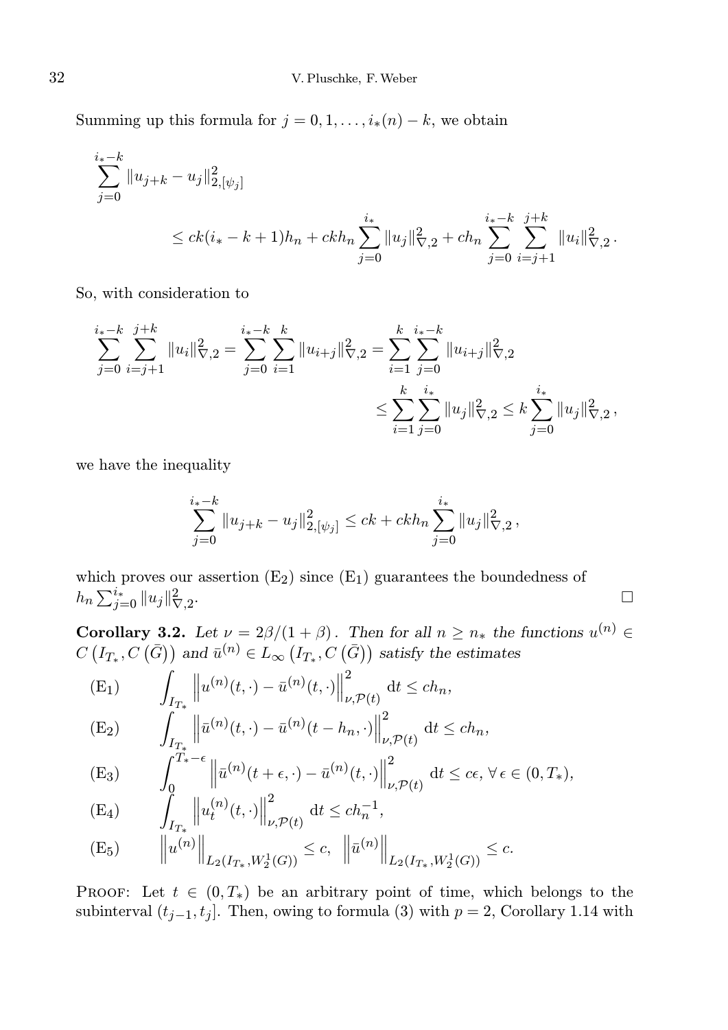Summing up this formula for $j = 0, 1, \ldots, i_*(n) - k$, we obtain

$$\sum_{j=0}^{i_*-k} \|u_{j+k} - u_j\|^2_{2,[\psi_j]} \le ck(i_* - k + 1)h_n + ckh_n \sum_{j=0}^{i_*} \|u_j\|^2_{\nabla,2} + ch_n \sum_{j=0}^{i_*-k} \sum_{i=j+1}^{j+k} \|u_i\|^2_{\nabla,2}.$$

So, with consideration to

$$\sum_{j=0}^{i_*-k} \sum_{i=j+1}^{j+k} \|u_i\|^2_{\nabla,2} = \sum_{j=0}^{i_*-k} \sum_{i=1}^{k} \|u_{i+j}\|^2_{\nabla,2} = \sum_{i=1}^{k} \sum_{j=0}^{i_*-k} \|u_{i+j}\|^2_{\nabla,2} \le \sum_{i=1}^{k} \sum_{j=0}^{i_*} \|u_j\|^2_{\nabla,2} \le k \sum_{j=0}^{i_*} \|u_j\|^2_{\nabla,2},$$

we have the inequality

$$\sum_{j=0}^{i_*-k} \|u_{j+k} - u_j\|^2_{2,[\psi_j]} \le ck + ckh_n \sum_{j=0}^{i_*} \|u_j\|^2_{\nabla,2},$$

which proves our assertion $(\mathrm{E}_2)$ since $(\mathrm{E}_1)$ guarantees the boundedness of $h_n \sum_{j=0}^{i_*} \|u_j\|^2_{\nabla,2}$. □

**Corollary 3.2.** *Let $\nu = 2\beta/(1+\beta)$. Then for all $n \ge n_*$ the functions $u^{(n)} \in C\left(I_{T_*}, C\left(\bar{G}\right)\right)$ and $\bar{u}^{(n)} \in L_\infty\left(I_{T_*}, C\left(\bar{G}\right)\right)$ satisfy the estimates*

$$(\mathrm{E}_1) \qquad \int_{I_{T_*}} \left\| u^{(n)}(t,\cdot) - \bar{u}^{(n)}(t,\cdot) \right\|^2_{\nu,\mathcal{P}(t)} \, \mathrm{d}t \le ch_n,$$

$$(\mathrm{E}_2) \qquad \int_{I_{T_*}} \left\| \bar{u}^{(n)}(t,\cdot) - \bar{u}^{(n)}(t-h_n,\cdot) \right\|^2_{\nu,\mathcal{P}(t)} \, \mathrm{d}t \le ch_n,$$

$$(\mathrm{E}_3) \qquad \int_0^{T_*-\epsilon} \left\| \bar{u}^{(n)}(t+\epsilon,\cdot) - \bar{u}^{(n)}(t,\cdot) \right\|^2_{\nu,\mathcal{P}(t)} \, \mathrm{d}t \le c\epsilon, \; \forall \, \epsilon \in (0, T_*),$$

$$(\mathrm{E}_4) \qquad \int_{I_{T_*}} \left\| u_t^{(n)}(t,\cdot) \right\|^2_{\nu,\mathcal{P}(t)} \, \mathrm{d}t \le ch_n^{-1},$$

$$(\mathrm{E}_5) \qquad \left\| u^{(n)} \right\|_{L_2(I_{T_*}, W_2^1(G))} \le c, \quad \left\| \bar{u}^{(n)} \right\|_{L_2(I_{T_*}, W_2^1(G))} \le c.$$

Proof: Let $t \in (0, T_*)$ be an arbitrary point of time, which belongs to the subinterval $(t_{j-1}, t_j]$. Then, owing to formula (3) with $p = 2$, Corollary 1.14 with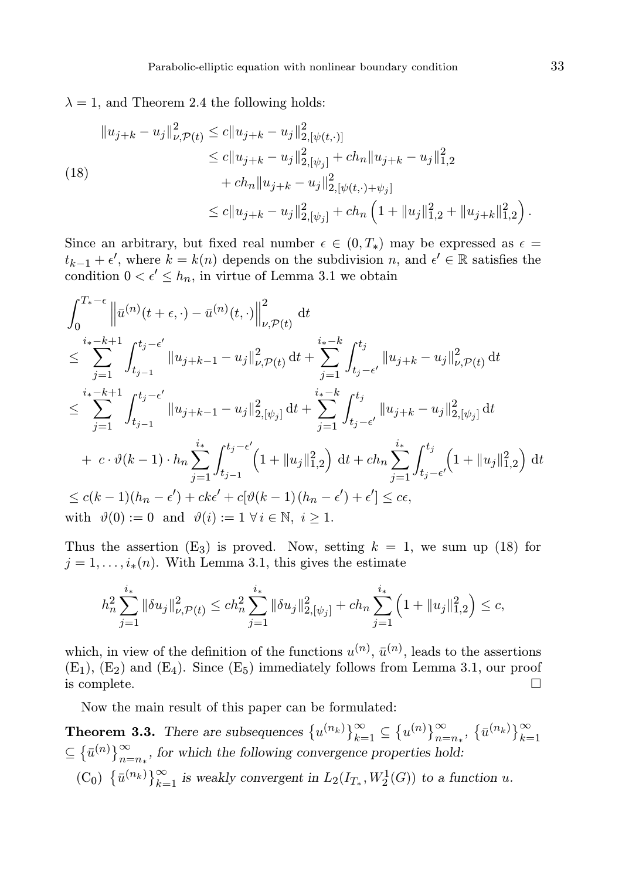$\lambda = 1$, and Theorem 2.4 the following holds:

$$
\begin{aligned}
\|u_{j+k} - u_j\|^2_{\nu,\mathcal{P}(t)} &\le c\|u_{j+k} - u_j\|^2_{2,[\psi(t,\cdot)]} \\
&\le c\|u_{j+k} - u_j\|^2_{2,[\psi_j]} + ch_n\|u_{j+k} - u_j\|^2_{1,2} \\
&\quad + ch_n\|u_{j+k} - u_j\|^2_{2,[\psi(t,\cdot)+\psi_j]} \\
&\le c\|u_{j+k} - u_j\|^2_{2,[\psi_j]} + ch_n\left(1 + \|u_j\|^2_{1,2} + \|u_{j+k}\|^2_{1,2}\right).
\end{aligned}
\tag{18}
$$

Since an arbitrary, but fixed real number $\epsilon \in (0, T_*)$ may be expressed as $\epsilon = t_{k-1} + \epsilon'$, where $k = k(n)$ depends on the subdivision $n$, and $\epsilon' \in \mathbb{R}$ satisfies the condition $0 < \epsilon' \le h_n$, in virtue of Lemma 3.1 we obtain

$$
\begin{aligned}
&\int_0^{T_*-\epsilon} \left\|\bar{u}^{(n)}(t+\epsilon,\cdot) - \bar{u}^{(n)}(t,\cdot)\right\|^2_{\nu,\mathcal{P}(t)} \,\mathrm{d}t \\
&\le \sum_{j=1}^{i_*-k+1} \int_{t_{j-1}}^{t_j-\epsilon'} \|u_{j+k-1} - u_j\|^2_{\nu,\mathcal{P}(t)} \,\mathrm{d}t + \sum_{j=1}^{i_*-k} \int_{t_j-\epsilon'}^{t_j} \|u_{j+k} - u_j\|^2_{\nu,\mathcal{P}(t)} \,\mathrm{d}t \\
&\le \sum_{j=1}^{i_*-k+1} \int_{t_{j-1}}^{t_j-\epsilon'} \|u_{j+k-1} - u_j\|^2_{2,[\psi_j]} \,\mathrm{d}t + \sum_{j=1}^{i_*-k} \int_{t_j-\epsilon'}^{t_j} \|u_{j+k} - u_j\|^2_{2,[\psi_j]} \,\mathrm{d}t \\
&\quad + c\cdot\vartheta(k-1)\cdot h_n \sum_{j=1}^{i_*} \int_{t_{j-1}}^{t_j-\epsilon'} \left(1 + \|u_j\|^2_{1,2}\right) \mathrm{d}t + ch_n \sum_{j=1}^{i_*} \int_{t_j-\epsilon'}^{t_j} \left(1 + \|u_j\|^2_{1,2}\right) \mathrm{d}t \\
&\le c(k-1)(h_n - \epsilon') + ck\epsilon' + c[\vartheta(k-1)(h_n - \epsilon') + \epsilon'] \le c\epsilon,
\end{aligned}
$$

with $\vartheta(0) := 0$ and $\vartheta(i) := 1 \;\forall\, i \in \mathbb{N},\ i \ge 1$.

Thus the assertion $(E_3)$ is proved. Now, setting $k = 1$, we sum up (18) for $j = 1, \ldots, i_*(n)$. With Lemma 3.1, this gives the estimate

$$
h_n^2 \sum_{j=1}^{i_*} \|\delta u_j\|^2_{\nu,\mathcal{P}(t)} \le ch_n^2 \sum_{j=1}^{i_*} \|\delta u_j\|^2_{2,[\psi_j]} + ch_n \sum_{j=1}^{i_*} \left(1 + \|u_j\|^2_{1,2}\right) \le c,
$$

which, in view of the definition of the functions $u^{(n)}$, $\bar{u}^{(n)}$, leads to the assertions $(E_1)$, $(E_2)$ and $(E_4)$. Since $(E_5)$ immediately follows from Lemma 3.1, our proof is complete. $\square$

Now the main result of this paper can be formulated:

**Theorem 3.3.** *There are subsequences $\{u^{(n_k)}\}_{k=1}^\infty \subseteq \{u^{(n)}\}_{n=n_*}^\infty$, $\{\bar{u}^{(n_k)}\}_{k=1}^\infty \subseteq \{\bar{u}^{(n)}\}_{n=n_*}^\infty$, for which the following convergence properties hold:*

$(C_0)$ *$\{\bar{u}^{(n_k)}\}_{k=1}^\infty$ is weakly convergent in $L_2(I_{T_*}, W_2^1(G))$ to a function $u$.*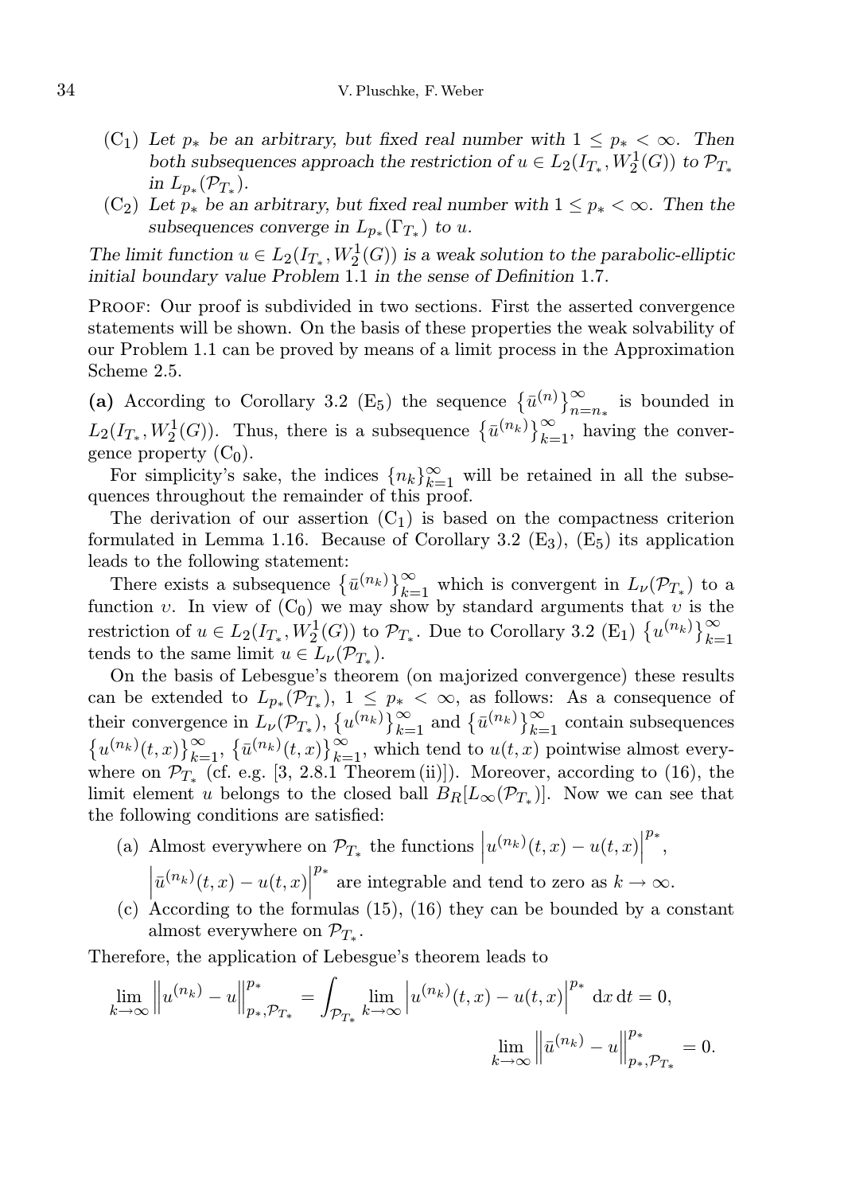($C_1$) *Let $p_*$ be an arbitrary, but fixed real number with $1 \leq p_* < \infty$. Then both subsequences approach the restriction of $u \in L_2(I_{T_*}, W_2^1(G))$ to $\mathcal{P}_{T_*}$ in $L_{p_*}(\mathcal{P}_{T_*})$.*

($C_2$) *Let $p_*$ be an arbitrary, but fixed real number with $1 \leq p_* < \infty$. Then the subsequences converge in $L_{p_*}(\Gamma_{T_*})$ to $u$.*

*The limit function $u \in L_2(I_{T_*}, W_2^1(G))$ is a weak solution to the parabolic-elliptic initial boundary value Problem* 1.1 *in the sense of Definition* 1.7.

Proof: Our proof is subdivided in two sections. First the asserted convergence statements will be shown. On the basis of these properties the weak solvability of our Problem 1.1 can be proved by means of a limit process in the Approximation Scheme 2.5.

**(a)** According to Corollary 3.2 ($E_5$) the sequence $\{\bar{u}^{(n)}\}_{n=n_*}^{\infty}$ is bounded in $L_2(I_{T_*}, W_2^1(G))$. Thus, there is a subsequence $\{\bar{u}^{(n_k)}\}_{k=1}^{\infty}$, having the convergence property ($C_0$).

For simplicity's sake, the indices $\{n_k\}_{k=1}^{\infty}$ will be retained in all the subsequences throughout the remainder of this proof.

The derivation of our assertion ($C_1$) is based on the compactness criterion formulated in Lemma 1.16. Because of Corollary 3.2 ($E_3$), ($E_5$) its application leads to the following statement:

There exists a subsequence $\{\bar{u}^{(n_k)}\}_{k=1}^{\infty}$ which is convergent in $L_\nu(\mathcal{P}_{T_*})$ to a function $v$. In view of ($C_0$) we may show by standard arguments that $v$ is the restriction of $u \in L_2(I_{T_*}, W_2^1(G))$ to $\mathcal{P}_{T_*}$. Due to Corollary 3.2 ($E_1$) $\{u^{(n_k)}\}_{k=1}^{\infty}$ tends to the same limit $u \in L_\nu(\mathcal{P}_{T_*})$.

On the basis of Lebesgue's theorem (on majorized convergence) these results can be extended to $L_{p_*}(\mathcal{P}_{T_*})$, $1 \leq p_* < \infty$, as follows: As a consequence of their convergence in $L_\nu(\mathcal{P}_{T_*})$, $\{u^{(n_k)}\}_{k=1}^{\infty}$ and $\{\bar{u}^{(n_k)}\}_{k=1}^{\infty}$ contain subsequences $\{u^{(n_k)}(t,x)\}_{k=1}^{\infty}$, $\{\bar{u}^{(n_k)}(t,x)\}_{k=1}^{\infty}$, which tend to $u(t,x)$ pointwise almost everywhere on $\mathcal{P}_{T_*}$ (cf. e.g. [3, 2.8.1 Theorem (ii)]). Moreover, according to (16), the limit element $u$ belongs to the closed ball $B_R[L_\infty(\mathcal{P}_{T_*})]$. Now we can see that the following conditions are satisfied:

(a) Almost everywhere on $\mathcal{P}_{T_*}$ the functions $\left|u^{(n_k)}(t,x) - u(t,x)\right|^{p_*}$, $\left|\bar{u}^{(n_k)}(t,x) - u(t,x)\right|^{p_*}$ are integrable and tend to zero as $k \to \infty$.

(c) According to the formulas (15), (16) they can be bounded by a constant almost everywhere on $\mathcal{P}_{T_*}$.

Therefore, the application of Lebesgue's theorem leads to

$$\lim_{k\to\infty} \left\|u^{(n_k)} - u\right\|_{p_*,\mathcal{P}_{T_*}}^{p_*} = \int_{\mathcal{P}_{T_*}} \lim_{k\to\infty} \left|u^{(n_k)}(t,x) - u(t,x)\right|^{p_*} \,\mathrm{d}x\,\mathrm{d}t = 0,$$

$$\lim_{k\to\infty} \left\|\bar{u}^{(n_k)} - u\right\|_{p_*,\mathcal{P}_{T_*}}^{p_*} = 0.$$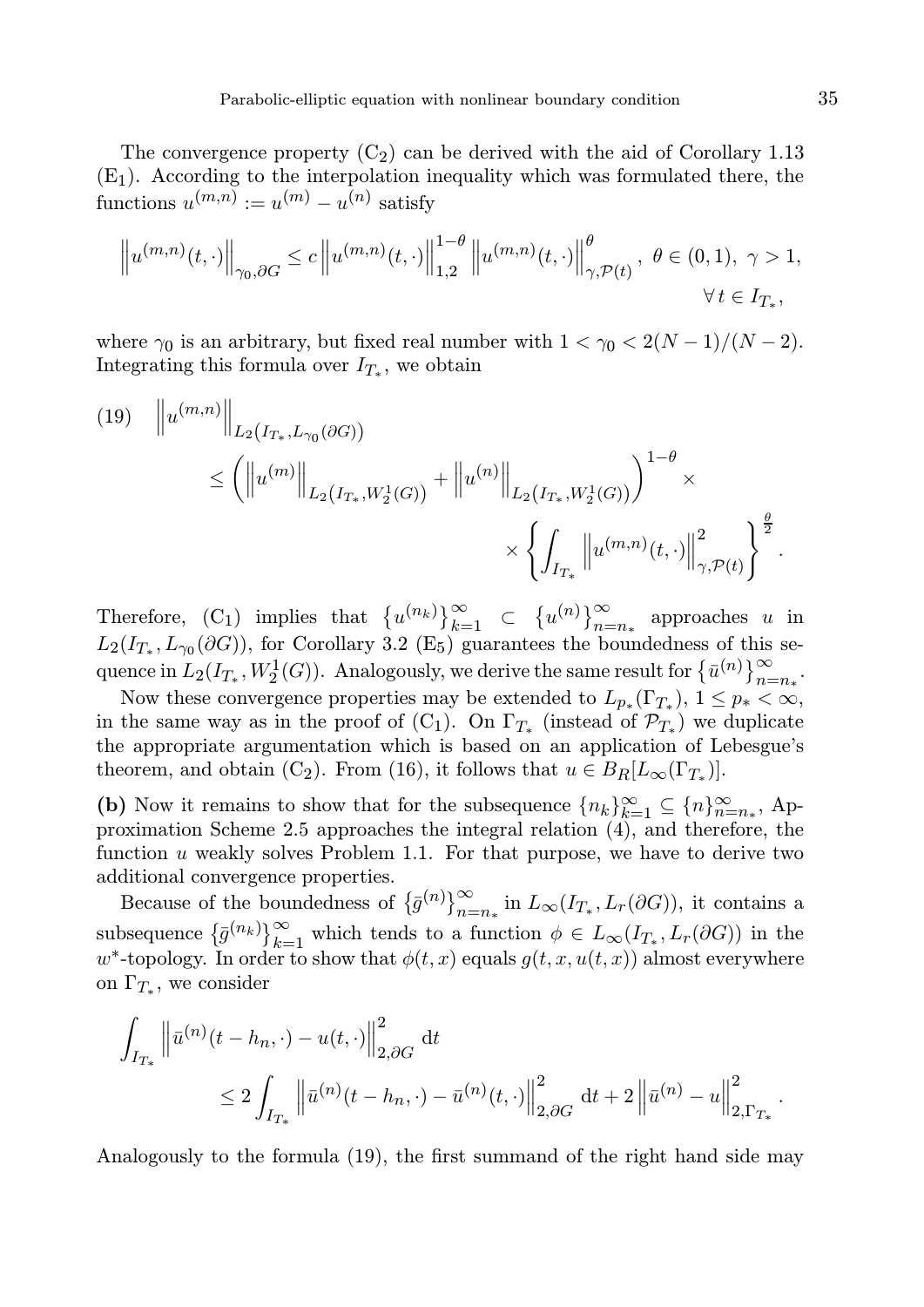The convergence property ($C_2$) can be derived with the aid of Corollary 1.13 ($E_1$). According to the interpolation inequality which was formulated there, the functions $u^{(m,n)} := u^{(m)} - u^{(n)}$ satisfy

$$\left\| u^{(m,n)}(t,\cdot) \right\|_{\gamma_0,\partial G} \leq c \left\| u^{(m,n)}(t,\cdot) \right\|_{1,2}^{1-\theta} \left\| u^{(m,n)}(t,\cdot) \right\|_{\gamma,\mathcal{P}(t)}^{\theta}, \ \theta \in (0,1), \ \gamma > 1, \quad \forall\, t \in I_{T_*},$$

where $\gamma_0$ is an arbitrary, but fixed real number with $1 < \gamma_0 < 2(N-1)/(N-2)$. Integrating this formula over $I_{T_*}$, we obtain

$$\begin{aligned}
(19) \quad \left\| u^{(m,n)} \right\|_{L_2(I_{T_*}, L_{\gamma_0}(\partial G))} \\
&\leq \left( \left\| u^{(m)} \right\|_{L_2(I_{T_*}, W_2^1(G))} + \left\| u^{(n)} \right\|_{L_2(I_{T_*}, W_2^1(G))} \right)^{1-\theta} \times \\
&\qquad \times \left\{ \int_{I_{T_*}} \left\| u^{(m,n)}(t,\cdot) \right\|_{\gamma,\mathcal{P}(t)}^2 \right\}^{\frac{\theta}{2}}.
\end{aligned}$$

Therefore, ($C_1$) implies that $\{u^{(n_k)}\}_{k=1}^{\infty} \subset \{u^{(n)}\}_{n=n_*}^{\infty}$ approaches $u$ in $L_2(I_{T_*}, L_{\gamma_0}(\partial G))$, for Corollary 3.2 ($E_5$) guarantees the boundedness of this sequence in $L_2(I_{T_*}, W_2^1(G))$. Analogously, we derive the same result for $\{\bar{u}^{(n)}\}_{n=n_*}^{\infty}$.

Now these convergence properties may be extended to $L_{p_*}(\Gamma_{T_*})$, $1 \leq p_* < \infty$, in the same way as in the proof of ($C_1$). On $\Gamma_{T_*}$ (instead of $\mathcal{P}_{T_*}$) we duplicate the appropriate argumentation which is based on an application of Lebesgue's theorem, and obtain ($C_2$). From (16), it follows that $u \in B_R[L_\infty(\Gamma_{T_*})]$.

**(b)** Now it remains to show that for the subsequence $\{n_k\}_{k=1}^{\infty} \subseteq \{n\}_{n=n_*}^{\infty}$, Approximation Scheme 2.5 approaches the integral relation (4), and therefore, the function $u$ weakly solves Problem 1.1. For that purpose, we have to derive two additional convergence properties.

Because of the boundedness of $\{\bar{g}^{(n)}\}_{n=n_*}^{\infty}$ in $L_\infty(I_{T_*}, L_r(\partial G))$, it contains a subsequence $\{\bar{g}^{(n_k)}\}_{k=1}^{\infty}$ which tends to a function $\phi \in L_\infty(I_{T_*}, L_r(\partial G))$ in the $w^*$-topology. In order to show that $\phi(t,x)$ equals $g(t,x,u(t,x))$ almost everywhere on $\Gamma_{T_*}$, we consider

$$\begin{aligned}
\int_{I_{T_*}} \left\| \bar{u}^{(n)}(t-h_n,\cdot) - u(t,\cdot) \right\|_{2,\partial G}^2 \mathrm{d}t \\
&\leq 2 \int_{I_{T_*}} \left\| \bar{u}^{(n)}(t-h_n,\cdot) - \bar{u}^{(n)}(t,\cdot) \right\|_{2,\partial G}^2 \mathrm{d}t + 2 \left\| \bar{u}^{(n)} - u \right\|_{2,\Gamma_{T_*}}^2.
\end{aligned}$$

Analogously to the formula (19), the first summand of the right hand side may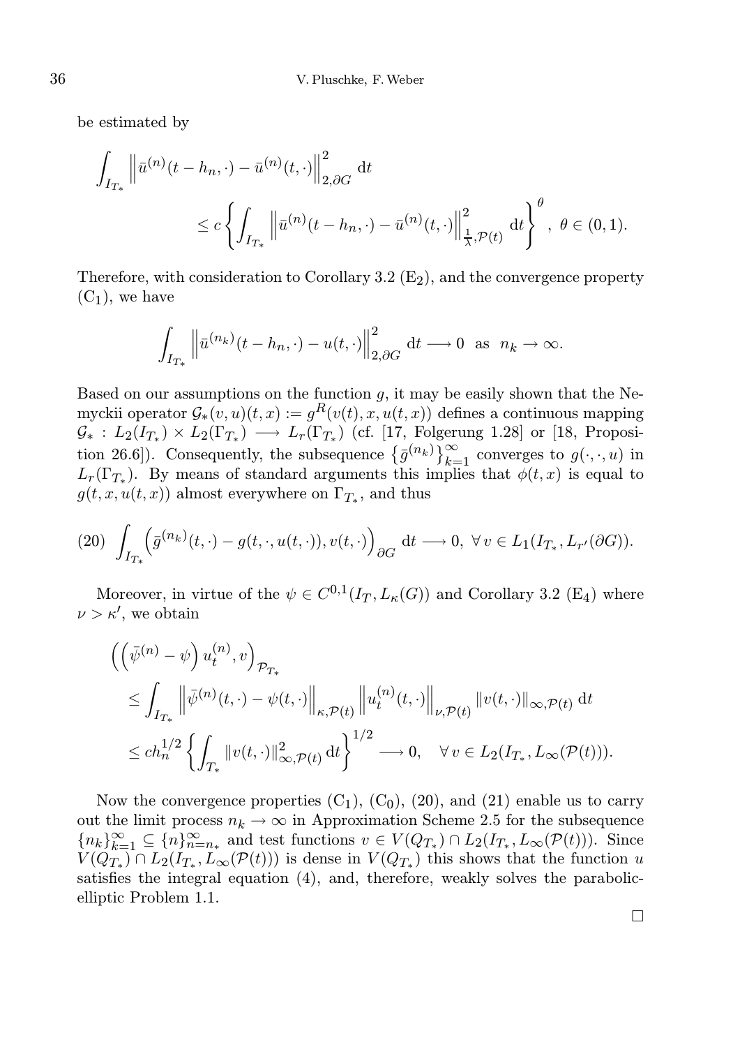be estimated by

$$\int_{I_{T_*}} \left\| \bar{u}^{(n)}(t-h_n,\cdot) - \bar{u}^{(n)}(t,\cdot) \right\|_{2,\partial G}^2 \,\mathrm{d}t$$
$$\leq c \left\{ \int_{I_{T_*}} \left\| \bar{u}^{(n)}(t-h_n,\cdot) - \bar{u}^{(n)}(t,\cdot) \right\|_{\frac{1}{\lambda},\mathcal{P}(t)}^2 \,\mathrm{d}t \right\}^{\theta}, \ \theta \in (0,1).$$

Therefore, with consideration to Corollary 3.2 ($\mathrm{E}_2$), and the convergence property ($\mathrm{C}_1$), we have

$$\int_{I_{T_*}} \left\| \bar{u}^{(n_k)}(t-h_n,\cdot) - u(t,\cdot) \right\|_{2,\partial G}^2 \,\mathrm{d}t \longrightarrow 0 \ \text{ as } \ n_k \to \infty.$$

Based on our assumptions on the function $g$, it may be easily shown that the Nemyckii operator $\mathcal{G}_*(v,u)(t,x) := g^R(v(t),x,u(t,x))$ defines a continuous mapping $\mathcal{G}_* : L_2(I_{T_*}) \times L_2(\Gamma_{T_*}) \longrightarrow L_r(\Gamma_{T_*})$ (cf. [17, Folgerung 1.28] or [18, Proposition 26.6]). Consequently, the subsequence $\{\bar{g}^{(n_k)}\}_{k=1}^{\infty}$ converges to $g(\cdot,\cdot,u)$ in $L_r(\Gamma_{T_*})$. By means of standard arguments this implies that $\phi(t,x)$ is equal to $g(t,x,u(t,x))$ almost everywhere on $\Gamma_{T_*}$, and thus

$$\text{(20)} \quad \int_{I_{T_*}} \Big( \bar{g}^{(n_k)}(t,\cdot) - g(t,\cdot,u(t,\cdot)), v(t,\cdot) \Big)_{\partial G} \,\mathrm{d}t \longrightarrow 0, \ \forall\, v \in L_1(I_{T_*}, L_{r'}(\partial G)).$$

Moreover, in virtue of the $\psi \in C^{0,1}(I_T, L_\kappa(G))$ and Corollary 3.2 ($\mathrm{E}_4$) where $\nu > \kappa'$, we obtain

$$\Big( \Big( \bar{\psi}^{(n)} - \psi \Big) u_t^{(n)}, v \Big)_{\mathcal{P}_{T_*}}$$
$$\leq \int_{I_{T_*}} \left\| \bar{\psi}^{(n)}(t,\cdot) - \psi(t,\cdot) \right\|_{\kappa,\mathcal{P}(t)} \left\| u_t^{(n)}(t,\cdot) \right\|_{\nu,\mathcal{P}(t)} \|v(t,\cdot)\|_{\infty,\mathcal{P}(t)} \,\mathrm{d}t$$
$$\leq c h_n^{1/2} \left\{ \int_{T_*} \|v(t,\cdot)\|_{\infty,\mathcal{P}(t)}^2 \,\mathrm{d}t \right\}^{1/2} \longrightarrow 0, \quad \forall\, v \in L_2(I_{T_*}, L_\infty(\mathcal{P}(t))).$$

Now the convergence properties ($\mathrm{C}_1$), ($\mathrm{C}_0$), (20), and (21) enable us to carry out the limit process $n_k \to \infty$ in Approximation Scheme 2.5 for the subsequence $\{n_k\}_{k=1}^{\infty} \subseteq \{n\}_{n=n_*}^{\infty}$ and test functions $v \in V(Q_{T_*}) \cap L_2(I_{T_*}, L_\infty(\mathcal{P}(t)))$. Since $V(Q_{T_*}) \cap L_2(I_{T_*}, L_\infty(\mathcal{P}(t)))$ is dense in $V(Q_{T_*})$ this shows that the function $u$ satisfies the integral equation (4), and, therefore, weakly solves the parabolic-elliptic Problem 1.1.

□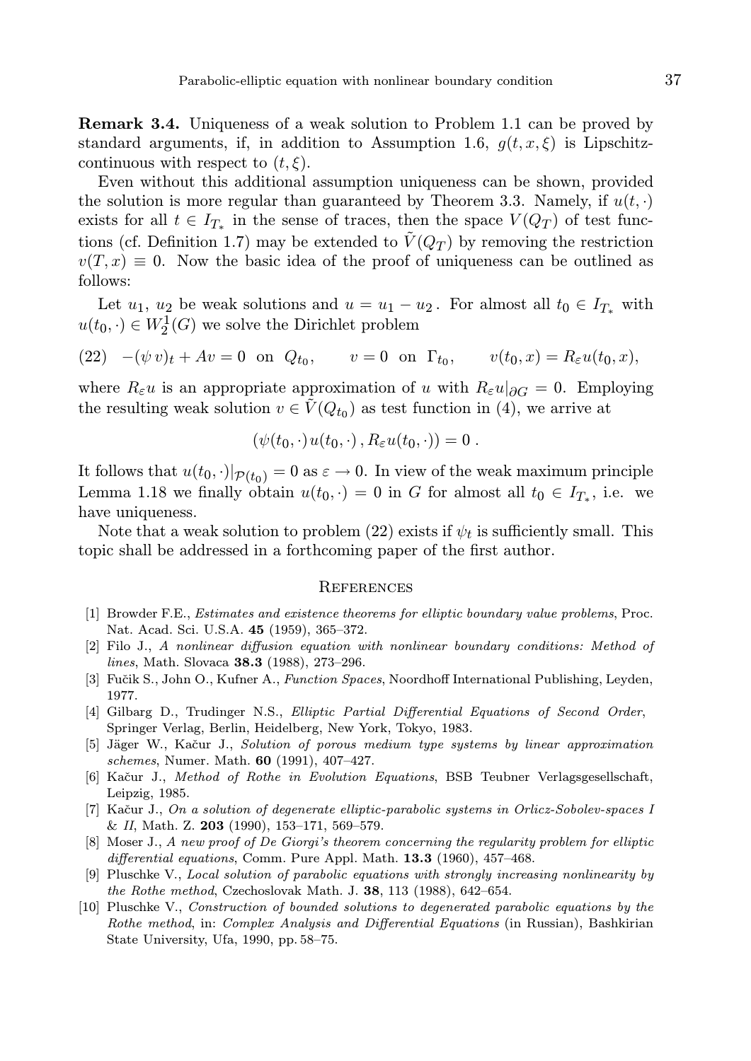**Remark 3.4.** Uniqueness of a weak solution to Problem 1.1 can be proved by standard arguments, if, in addition to Assumption 1.6, $g(t, x, \xi)$ is Lipschitz-continuous with respect to $(t, \xi)$.

Even without this additional assumption uniqueness can be shown, provided the solution is more regular than guaranteed by Theorem 3.3. Namely, if $u(t, \cdot)$ exists for all $t \in I_{T_*}$ in the sense of traces, then the space $V(Q_T)$ of test functions (cf. Definition 1.7) may be extended to $\tilde{V}(Q_T)$ by removing the restriction $v(T, x) \equiv 0$. Now the basic idea of the proof of uniqueness can be outlined as follows:

Let $u_1$, $u_2$ be weak solutions and $u = u_1 - u_2$. For almost all $t_0 \in I_{T_*}$ with $u(t_0, \cdot) \in W_2^1(G)$ we solve the Dirichlet problem

$$(22) \quad -(\psi\, v)_t + Av = 0 \ \text{ on } \ Q_{t_0}, \qquad v = 0 \ \text{ on } \ \Gamma_{t_0}, \qquad v(t_0, x) = R_\varepsilon u(t_0, x),$$

where $R_\varepsilon u$ is an appropriate approximation of $u$ with $R_\varepsilon u|_{\partial G} = 0$. Employing the resulting weak solution $v \in \tilde{V}(Q_{t_0})$ as test function in (4), we arrive at

$$(\psi(t_0, \cdot)\, u(t_0, \cdot)\, , R_\varepsilon u(t_0, \cdot)) = 0\ .$$

It follows that $u(t_0, \cdot)|_{\mathcal{P}(t_0)} = 0$ as $\varepsilon \to 0$. In view of the weak maximum principle Lemma 1.18 we finally obtain $u(t_0, \cdot) = 0$ in $G$ for almost all $t_0 \in I_{T_*}$, i.e. we have uniqueness.

Note that a weak solution to problem (22) exists if $\psi_t$ is sufficiently small. This topic shall be addressed in a forthcoming paper of the first author.

## References

[1] Browder F.E., *Estimates and existence theorems for elliptic boundary value problems*, Proc. Nat. Acad. Sci. U.S.A. **45** (1959), 365–372.

[2] Filo J., *A nonlinear diffusion equation with nonlinear boundary conditions: Method of lines*, Math. Slovaca **38.3** (1988), 273–296.

[3] Fučik S., John O., Kufner A., *Function Spaces*, Noordhoff International Publishing, Leyden, 1977.

[4] Gilbarg D., Trudinger N.S., *Elliptic Partial Differential Equations of Second Order*, Springer Verlag, Berlin, Heidelberg, New York, Tokyo, 1983.

[5] Jäger W., Kačur J., *Solution of porous medium type systems by linear approximation schemes*, Numer. Math. **60** (1991), 407–427.

[6] Kačur J., *Method of Rothe in Evolution Equations*, BSB Teubner Verlagsgesellschaft, Leipzig, 1985.

[7] Kačur J., *On a solution of degenerate elliptic-parabolic systems in Orlicz-Sobolev-spaces I & II*, Math. Z. **203** (1990), 153–171, 569–579.

[8] Moser J., *A new proof of De Giorgi's theorem concerning the regularity problem for elliptic differential equations*, Comm. Pure Appl. Math. **13.3** (1960), 457–468.

[9] Pluschke V., *Local solution of parabolic equations with strongly increasing nonlinearity by the Rothe method*, Czechoslovak Math. J. **38**, 113 (1988), 642–654.

[10] Pluschke V., *Construction of bounded solutions to degenerated parabolic equations by the Rothe method*, in: *Complex Analysis and Differential Equations* (in Russian), Bashkirian State University, Ufa, 1990, pp. 58–75.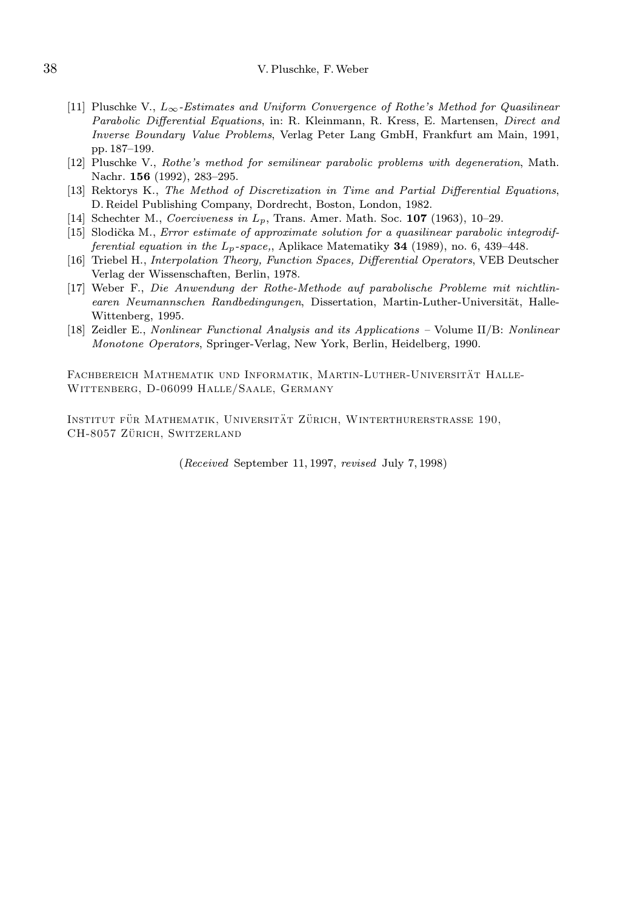[11] Pluschke V., *$L_\infty$-Estimates and Uniform Convergence of Rothe's Method for Quasilinear Parabolic Differential Equations*, in: R. Kleinmann, R. Kress, E. Martensen, *Direct and Inverse Boundary Value Problems*, Verlag Peter Lang GmbH, Frankfurt am Main, 1991, pp. 187–199.

[12] Pluschke V., *Rothe's method for semilinear parabolic problems with degeneration*, Math. Nachr. **156** (1992), 283–295.

[13] Rektorys K., *The Method of Discretization in Time and Partial Differential Equations*, D. Reidel Publishing Company, Dordrecht, Boston, London, 1982.

[14] Schechter M., *Coerciveness in $L_p$*, Trans. Amer. Math. Soc. **107** (1963), 10–29.

[15] Slodička M., *Error estimate of approximate solution for a quasilinear parabolic integrodifferential equation in the $L_p$-space,*, Aplikace Matematiky **34** (1989), no. 6, 439–448.

[16] Triebel H., *Interpolation Theory, Function Spaces, Differential Operators*, VEB Deutscher Verlag der Wissenschaften, Berlin, 1978.

[17] Weber F., *Die Anwendung der Rothe-Methode auf parabolische Probleme mit nichtlinearen Neumannschen Randbedingungen*, Dissertation, Martin-Luther-Universität, Halle-Wittenberg, 1995.

[18] Zeidler E., *Nonlinear Functional Analysis and its Applications* – Volume II/B: *Nonlinear Monotone Operators*, Springer-Verlag, New York, Berlin, Heidelberg, 1990.

Fachbereich Mathematik und Informatik, Martin-Luther-Universität Halle-Wittenberg, D-06099 Halle/Saale, Germany

Institut für Mathematik, Universität Zürich, Winterthurerstrasse 190, CH-8057 Zürich, Switzerland

(*Received* September 11, 1997, *revised* July 7, 1998)